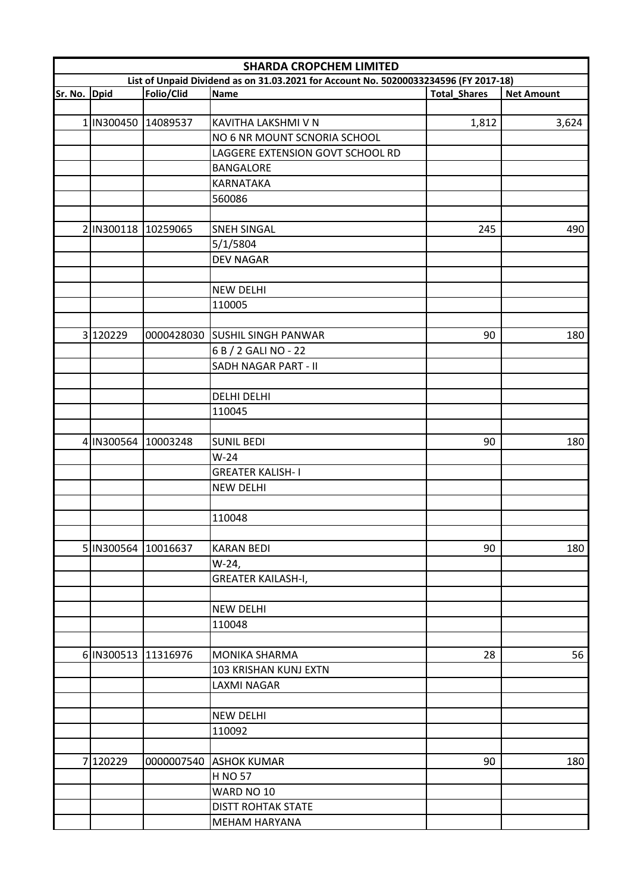# SHARDA CROPCHEM LIMITED

**List of Unpaid Dividend as on 31.03.2021 for Account No. 50200033234596 (FY 2017-18)**

| Sr. No. | Dpid | Folio/Clid | Name | Total_Shares | Net Amount |
|---|---|---|---|---|---|
| | | | | | |
| 1 | IN300450 | 14089537 | KAVITHA LAKSHMI V N | 1,812 | 3,624 |
| | | | NO 6 NR MOUNT SCNORIA SCHOOL | | |
| | | | LAGGERE EXTENSION GOVT SCHOOL RD | | |
| | | | BANGALORE | | |
| | | | KARNATAKA | | |
| | | | 560086 | | |
| | | | | | |
| 2 | IN300118 | 10259065 | SNEH SINGAL | 245 | 490 |
| | | | 5/1/5804 | | |
| | | | DEV NAGAR | | |
| | | | | | |
| | | | NEW DELHI | | |
| | | | 110005 | | |
| | | | | | |
| 3 | 120229 | 0000428030 | SUSHIL SINGH PANWAR | 90 | 180 |
| | | | 6 B / 2 GALI NO - 22 | | |
| | | | SADH NAGAR PART - II | | |
| | | | | | |
| | | | DELHI DELHI | | |
| | | | 110045 | | |
| | | | | | |
| 4 | IN300564 | 10003248 | SUNIL BEDI | 90 | 180 |
| | | | W-24 | | |
| | | | GREATER KALISH- I | | |
| | | | NEW DELHI | | |
| | | | | | |
| | | | 110048 | | |
| | | | | | |
| 5 | IN300564 | 10016637 | KARAN BEDI | 90 | 180 |
| | | | W-24, | | |
| | | | GREATER KAILASH-I, | | |
| | | | | | |
| | | | NEW DELHI | | |
| | | | 110048 | | |
| | | | | | |
| 6 | IN300513 | 11316976 | MONIKA SHARMA | 28 | 56 |
| | | | 103 KRISHAN KUNJ EXTN | | |
| | | | LAXMI NAGAR | | |
| | | | | | |
| | | | NEW DELHI | | |
| | | | 110092 | | |
| | | | | | |
| 7 | 120229 | 0000007540 | ASHOK KUMAR | 90 | 180 |
| | | | H NO 57 | | |
| | | | WARD NO 10 | | |
| | | | DISTT ROHTAK STATE | | |
| | | | MEHAM HARYANA | | |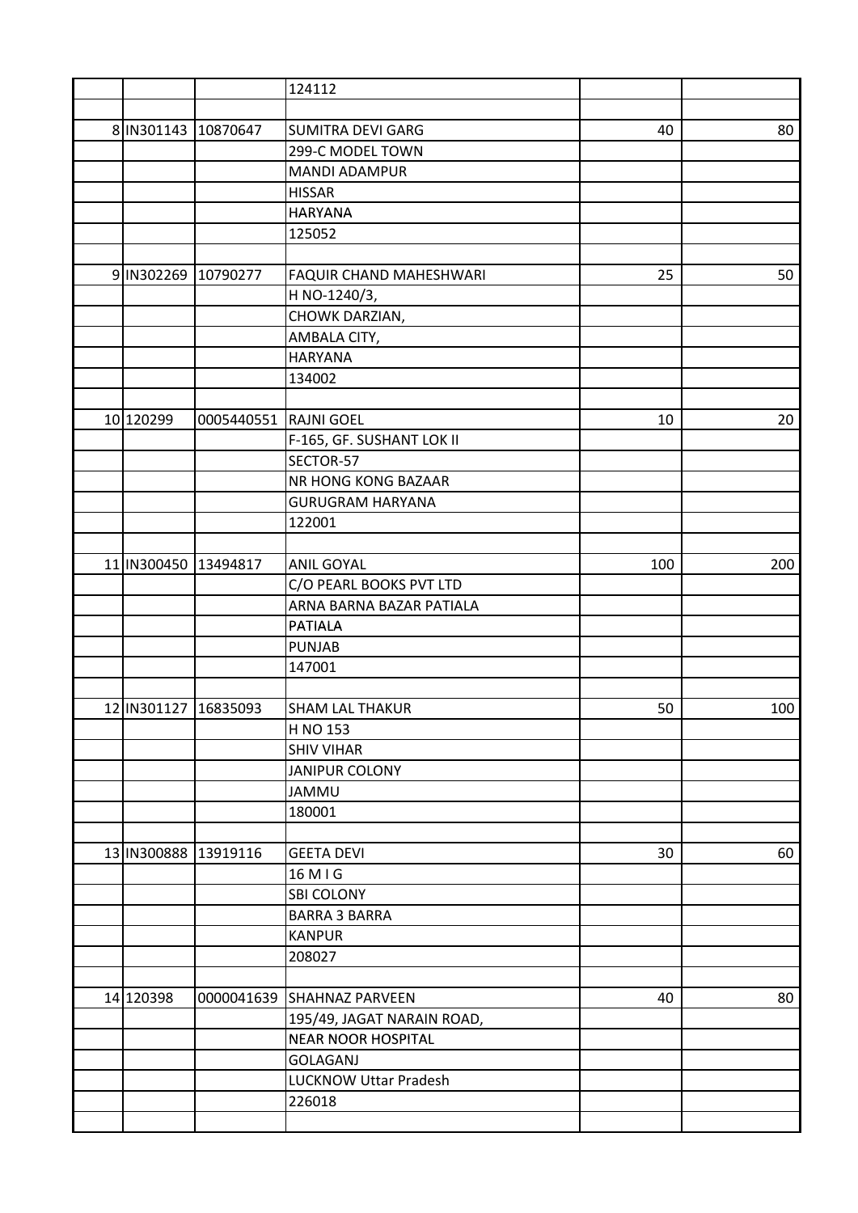| | | | | | |
|---|---|---|---|---|---|
| | | | 124112 | | |
| | | | | | |
| 8 | IN301143 | 10870647 | SUMITRA DEVI GARG | 40 | 80 |
| | | | 299-C MODEL TOWN | | |
| | | | MANDI ADAMPUR | | |
| | | | HISSAR | | |
| | | | HARYANA | | |
| | | | 125052 | | |
| | | | | | |
| 9 | IN302269 | 10790277 | FAQUIR CHAND MAHESHWARI | 25 | 50 |
| | | | H NO-1240/3, | | |
| | | | CHOWK DARZIAN, | | |
| | | | AMBALA CITY, | | |
| | | | HARYANA | | |
| | | | 134002 | | |
| | | | | | |
| 10 | 120299 | 0005440551 | RAJNI GOEL | 10 | 20 |
| | | | F-165, GF. SUSHANT LOK II | | |
| | | | SECTOR-57 | | |
| | | | NR HONG KONG BAZAAR | | |
| | | | GURUGRAM HARYANA | | |
| | | | 122001 | | |
| | | | | | |
| 11 | IN300450 | 13494817 | ANIL GOYAL | 100 | 200 |
| | | | C/O PEARL BOOKS PVT LTD | | |
| | | | ARNA BARNA BAZAR PATIALA | | |
| | | | PATIALA | | |
| | | | PUNJAB | | |
| | | | 147001 | | |
| | | | | | |
| 12 | IN301127 | 16835093 | SHAM LAL THAKUR | 50 | 100 |
| | | | H NO 153 | | |
| | | | SHIV VIHAR | | |
| | | | JANIPUR COLONY | | |
| | | | JAMMU | | |
| | | | 180001 | | |
| | | | | | |
| 13 | IN300888 | 13919116 | GEETA DEVI | 30 | 60 |
| | | | 16 M I G | | |
| | | | SBI COLONY | | |
| | | | BARRA 3 BARRA | | |
| | | | KANPUR | | |
| | | | 208027 | | |
| | | | | | |
| 14 | 120398 | 0000041639 | SHAHNAZ PARVEEN | 40 | 80 |
| | | | 195/49, JAGAT NARAIN ROAD, | | |
| | | | NEAR NOOR HOSPITAL | | |
| | | | GOLAGANJ | | |
| | | | LUCKNOW Uttar Pradesh | | |
| | | | 226018 | | |
| | | | | | |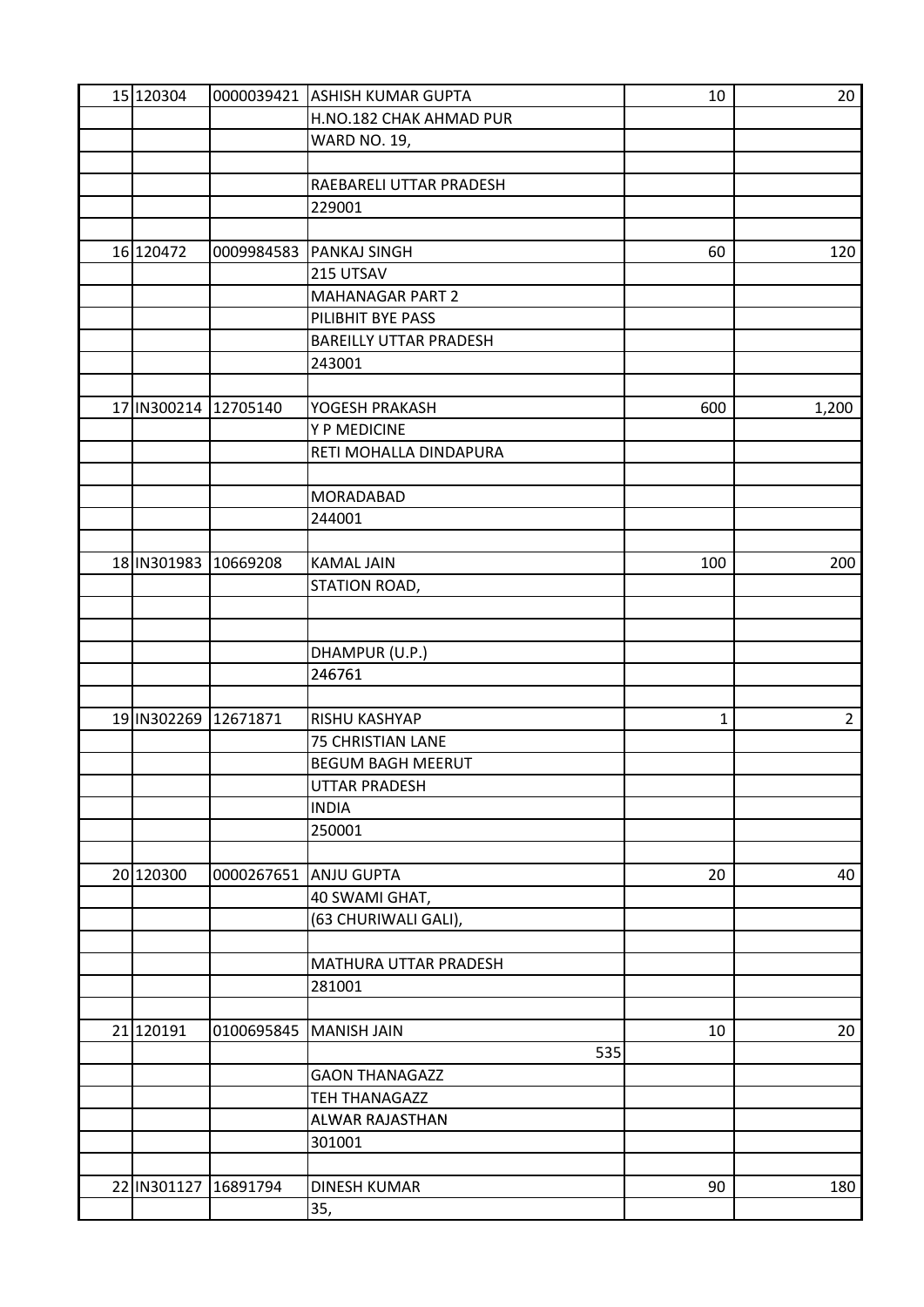| | | | | | |
|---|---|---|---|---|---|
| 15 | 120304 | 0000039421 | ASHISH KUMAR GUPTA | 10 | 20 |
| | | | H.NO.182 CHAK AHMAD PUR | | |
| | | | WARD NO. 19, | | |
| | | | | | |
| | | | RAEBARELI UTTAR PRADESH | | |
| | | | 229001 | | |
| | | | | | |
| 16 | 120472 | 0009984583 | PANKAJ SINGH | 60 | 120 |
| | | | 215 UTSAV | | |
| | | | MAHANAGAR PART 2 | | |
| | | | PILIBHIT BYE PASS | | |
| | | | BAREILLY UTTAR PRADESH | | |
| | | | 243001 | | |
| | | | | | |
| 17 | IN300214 | 12705140 | YOGESH PRAKASH | 600 | 1,200 |
| | | | Y P MEDICINE | | |
| | | | RETI MOHALLA DINDAPURA | | |
| | | | | | |
| | | | MORADABAD | | |
| | | | 244001 | | |
| | | | | | |
| 18 | IN301983 | 10669208 | KAMAL JAIN | 100 | 200 |
| | | | STATION ROAD, | | |
| | | | | | |
| | | | | | |
| | | | DHAMPUR (U.P.) | | |
| | | | 246761 | | |
| | | | | | |
| 19 | IN302269 | 12671871 | RISHU KASHYAP | 1 | 2 |
| | | | 75 CHRISTIAN LANE | | |
| | | | BEGUM BAGH MEERUT | | |
| | | | UTTAR PRADESH | | |
| | | | INDIA | | |
| | | | 250001 | | |
| | | | | | |
| 20 | 120300 | 0000267651 | ANJU GUPTA | 20 | 40 |
| | | | 40 SWAMI GHAT, | | |
| | | | (63 CHURIWALI GALI), | | |
| | | | | | |
| | | | MATHURA UTTAR PRADESH | | |
| | | | 281001 | | |
| | | | | | |
| 21 | 120191 | 0100695845 | MANISH JAIN | 10 | 20 |
| | | | 535 | | |
| | | | GAON THANAGAZZ | | |
| | | | TEH THANAGAZZ | | |
| | | | ALWAR RAJASTHAN | | |
| | | | 301001 | | |
| | | | | | |
| 22 | IN301127 | 16891794 | DINESH KUMAR | 90 | 180 |
| | | | 35, | | |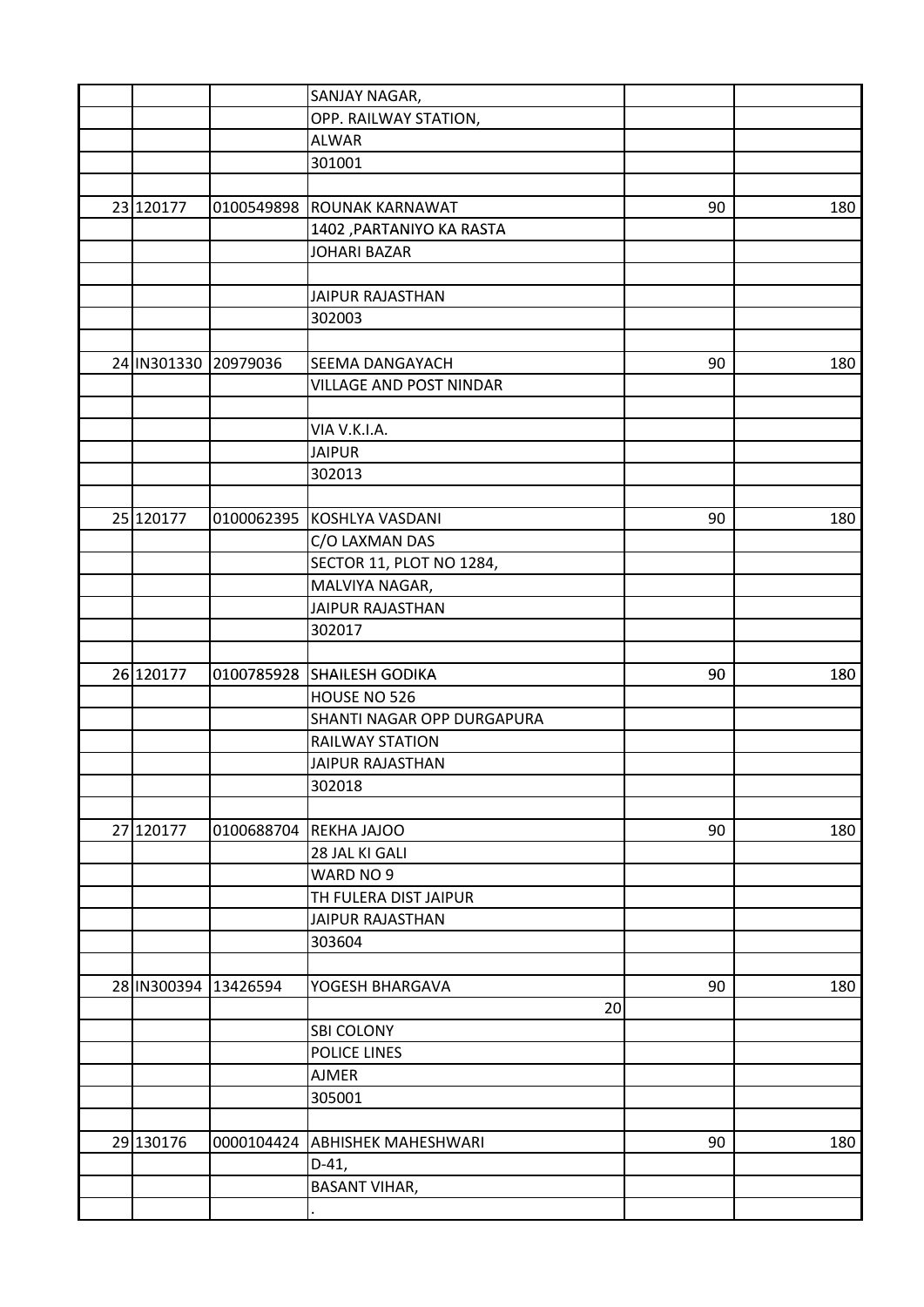| | | | | | |
|---|---|---|---|---|---|
| | | | SANJAY NAGAR, | | |
| | | | OPP. RAILWAY STATION, | | |
| | | | ALWAR | | |
| | | | 301001 | | |
| | | | | | |
| 23 | 120177 | 0100549898 | ROUNAK KARNAWAT | 90 | 180 |
| | | | 1402 ,PARTANIYO KA RASTA | | |
| | | | JOHARI BAZAR | | |
| | | | | | |
| | | | JAIPUR RAJASTHAN | | |
| | | | 302003 | | |
| | | | | | |
| 24 | IN301330 | 20979036 | SEEMA DANGAYACH | 90 | 180 |
| | | | VILLAGE AND POST NINDAR | | |
| | | | | | |
| | | | VIA V.K.I.A. | | |
| | | | JAIPUR | | |
| | | | 302013 | | |
| | | | | | |
| 25 | 120177 | 0100062395 | KOSHLYA VASDANI | 90 | 180 |
| | | | C/O LAXMAN DAS | | |
| | | | SECTOR 11, PLOT NO 1284, | | |
| | | | MALVIYA NAGAR, | | |
| | | | JAIPUR RAJASTHAN | | |
| | | | 302017 | | |
| | | | | | |
| 26 | 120177 | 0100785928 | SHAILESH GODIKA | 90 | 180 |
| | | | HOUSE NO 526 | | |
| | | | SHANTI NAGAR OPP DURGAPURA | | |
| | | | RAILWAY STATION | | |
| | | | JAIPUR RAJASTHAN | | |
| | | | 302018 | | |
| | | | | | |
| 27 | 120177 | 0100688704 | REKHA JAJOO | 90 | 180 |
| | | | 28 JAL KI GALI | | |
| | | | WARD NO 9 | | |
| | | | TH FULERA DIST JAIPUR | | |
| | | | JAIPUR RAJASTHAN | | |
| | | | 303604 | | |
| | | | | | |
| 28 | IN300394 | 13426594 | YOGESH BHARGAVA | 90 | 180 |
| | | | 20 | | |
| | | | SBI COLONY | | |
| | | | POLICE LINES | | |
| | | | AJMER | | |
| | | | 305001 | | |
| | | | | | |
| 29 | 130176 | 0000104424 | ABHISHEK MAHESHWARI | 90 | 180 |
| | | | D-41, | | |
| | | | BASANT VIHAR, | | |
| | | | . | | |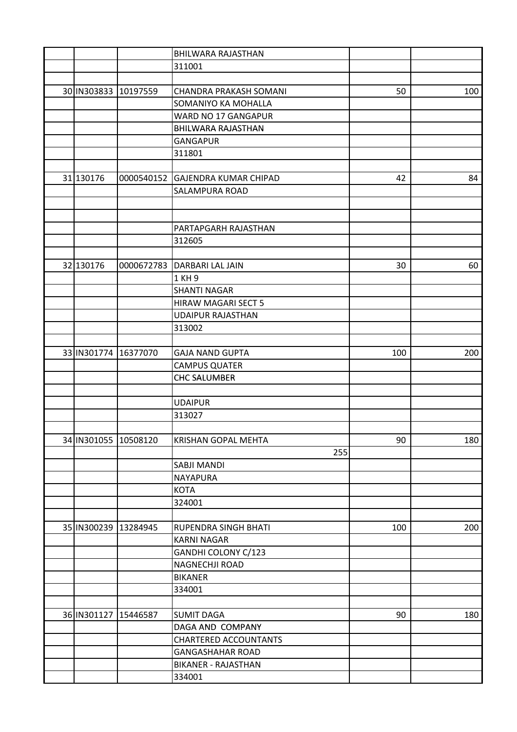| | | | | | |
|---|---|---|---|---|---|
| | | | BHILWARA RAJASTHAN | | |
| | | | 311001 | | |
| | | | | | |
| 30 | IN303833 | 10197559 | CHANDRA PRAKASH SOMANI | 50 | 100 |
| | | | SOMANIYO KA MOHALLA | | |
| | | | WARD NO 17 GANGAPUR | | |
| | | | BHILWARA RAJASTHAN | | |
| | | | GANGAPUR | | |
| | | | 311801 | | |
| | | | | | |
| 31 | 130176 | 0000540152 | GAJENDRA KUMAR CHIPAD | 42 | 84 |
| | | | SALAMPURA ROAD | | |
| | | | | | |
| | | | | | |
| | | | PARTAPGARH RAJASTHAN | | |
| | | | 312605 | | |
| | | | | | |
| 32 | 130176 | 0000672783 | DARBARI LAL JAIN | 30 | 60 |
| | | | 1 KH 9 | | |
| | | | SHANTI NAGAR | | |
| | | | HIRAW MAGARI SECT 5 | | |
| | | | UDAIPUR RAJASTHAN | | |
| | | | 313002 | | |
| | | | | | |
| 33 | IN301774 | 16377070 | GAJA NAND GUPTA | 100 | 200 |
| | | | CAMPUS QUATER | | |
| | | | CHC SALUMBER | | |
| | | | | | |
| | | | UDAIPUR | | |
| | | | 313027 | | |
| | | | | | |
| 34 | IN301055 | 10508120 | KRISHAN GOPAL MEHTA | 90 | 180 |
| | | | 255 | | |
| | | | SABJI MANDI | | |
| | | | NAYAPURA | | |
| | | | KOTA | | |
| | | | 324001 | | |
| | | | | | |
| 35 | IN300239 | 13284945 | RUPENDRA SINGH BHATI | 100 | 200 |
| | | | KARNI NAGAR | | |
| | | | GANDHI COLONY C/123 | | |
| | | | NAGNECHJI ROAD | | |
| | | | BIKANER | | |
| | | | 334001 | | |
| | | | | | |
| 36 | IN301127 | 15446587 | SUMIT DAGA | 90 | 180 |
| | | | DAGA AND COMPANY | | |
| | | | CHARTERED ACCOUNTANTS | | |
| | | | GANGASHAHAR ROAD | | |
| | | | BIKANER - RAJASTHAN | | |
| | | | 334001 | | |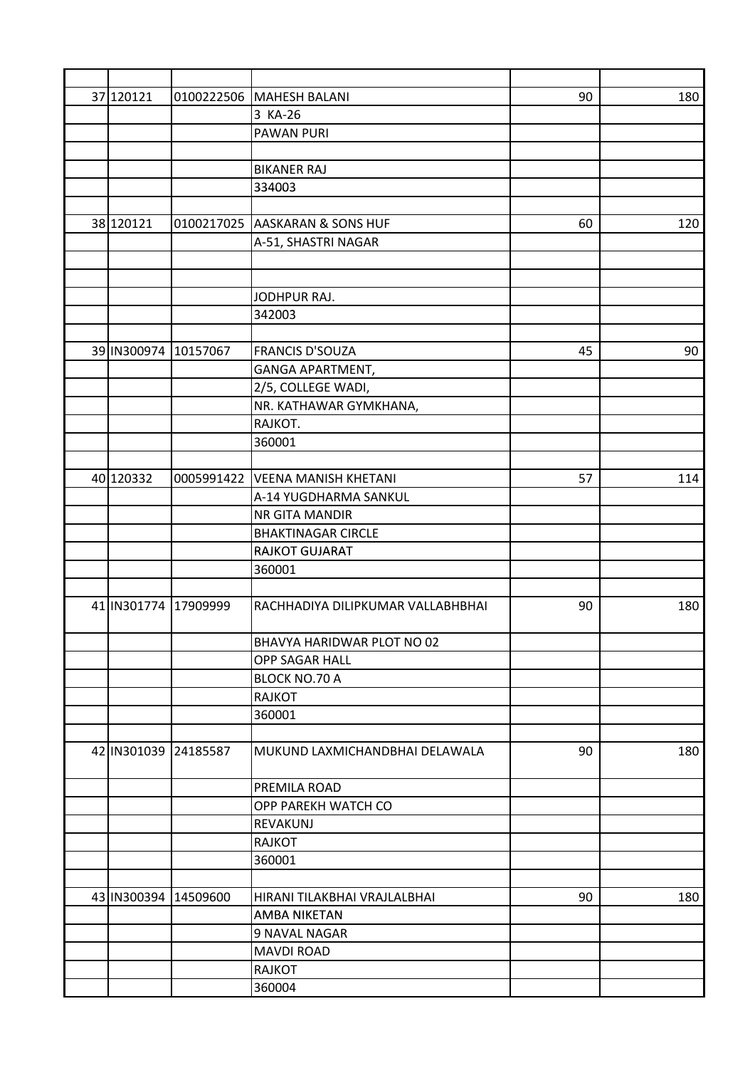| | | | | | |
|---|---|---|---|---|---|
| 37 | 120121 | 0100222506 | MAHESH BALANI | 90 | 180 |
| | | | 3 KA-26 | | |
| | | | PAWAN PURI | | |
| | | | | | |
| | | | BIKANER RAJ | | |
| | | | 334003 | | |
| | | | | | |
| 38 | 120121 | 0100217025 | AASKARAN & SONS HUF | 60 | 120 |
| | | | A-51, SHASTRI NAGAR | | |
| | | | | | |
| | | | | | |
| | | | JODHPUR RAJ. | | |
| | | | 342003 | | |
| | | | | | |
| 39 | IN300974 | 10157067 | FRANCIS D'SOUZA | 45 | 90 |
| | | | GANGA APARTMENT, | | |
| | | | 2/5, COLLEGE WADI, | | |
| | | | NR. KATHAWAR GYMKHANA, | | |
| | | | RAJKOT. | | |
| | | | 360001 | | |
| | | | | | |
| 40 | 120332 | 0005991422 | VEENA MANISH KHETANI | 57 | 114 |
| | | | A-14 YUGDHARMA SANKUL | | |
| | | | NR GITA MANDIR | | |
| | | | BHAKTINAGAR CIRCLE | | |
| | | | RAJKOT GUJARAT | | |
| | | | 360001 | | |
| | | | | | |
| 41 | IN301774 | 17909999 | RACHHADIYA DILIPKUMAR VALLABHBHAI | 90 | 180 |
| | | | BHAVYA HARIDWAR PLOT NO 02 | | |
| | | | OPP SAGAR HALL | | |
| | | | BLOCK NO.70 A | | |
| | | | RAJKOT | | |
| | | | 360001 | | |
| | | | | | |
| 42 | IN301039 | 24185587 | MUKUND LAXMICHANDBHAI DELAWALA | 90 | 180 |
| | | | PREMILA ROAD | | |
| | | | OPP PAREKH WATCH CO | | |
| | | | REVAKUNJ | | |
| | | | RAJKOT | | |
| | | | 360001 | | |
| | | | | | |
| 43 | IN300394 | 14509600 | HIRANI TILAKBHAI VRAJLALBHAI | 90 | 180 |
| | | | AMBA NIKETAN | | |
| | | | 9 NAVAL NAGAR | | |
| | | | MAVDI ROAD | | |
| | | | RAJKOT | | |
| | | | 360004 | | |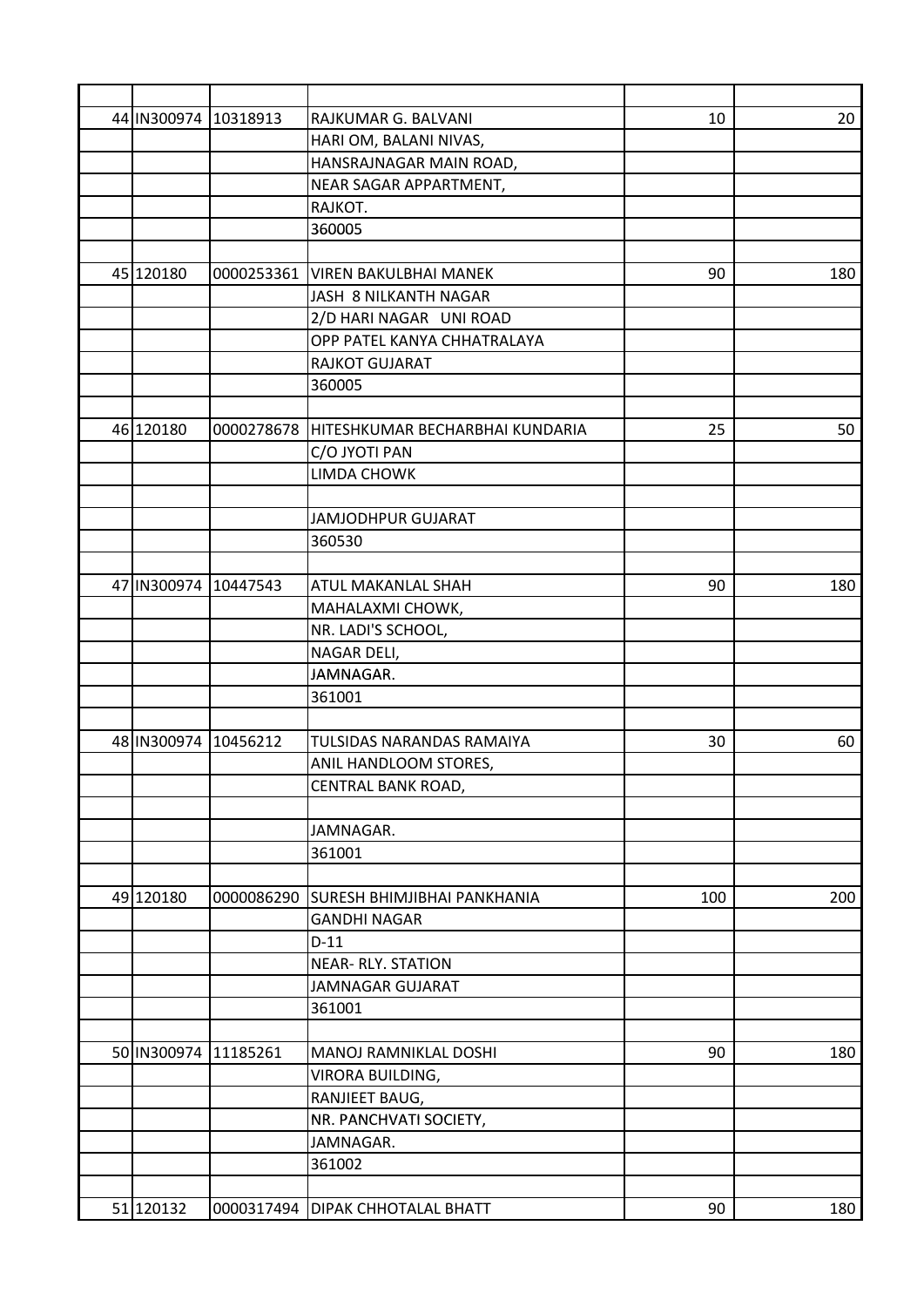| | | | | | |
|---|---|---|---|---|---|
| 44 | IN300974 | 10318913 | RAJKUMAR G. BALVANI | 10 | 20 |
| | | | HARI OM, BALANI NIVAS, | | |
| | | | HANSRAJNAGAR MAIN ROAD, | | |
| | | | NEAR SAGAR APPARTMENT, | | |
| | | | RAJKOT. | | |
| | | | 360005 | | |
| | | | | | |
| 45 | 120180 | 0000253361 | VIREN BAKULBHAI MANEK | 90 | 180 |
| | | | JASH 8 NILKANTH NAGAR | | |
| | | | 2/D HARI NAGAR UNI ROAD | | |
| | | | OPP PATEL KANYA CHHATRALAYA | | |
| | | | RAJKOT GUJARAT | | |
| | | | 360005 | | |
| | | | | | |
| 46 | 120180 | 0000278678 | HITESHKUMAR BECHARBHAI KUNDARIA | 25 | 50 |
| | | | C/O JYOTI PAN | | |
| | | | LIMDA CHOWK | | |
| | | | | | |
| | | | JAMJODHPUR GUJARAT | | |
| | | | 360530 | | |
| | | | | | |
| 47 | IN300974 | 10447543 | ATUL MAKANLAL SHAH | 90 | 180 |
| | | | MAHALAXMI CHOWK, | | |
| | | | NR. LADI'S SCHOOL, | | |
| | | | NAGAR DELI, | | |
| | | | JAMNAGAR. | | |
| | | | 361001 | | |
| | | | | | |
| 48 | IN300974 | 10456212 | TULSIDAS NARANDAS RAMAIYA | 30 | 60 |
| | | | ANIL HANDLOOM STORES, | | |
| | | | CENTRAL BANK ROAD, | | |
| | | | | | |
| | | | JAMNAGAR. | | |
| | | | 361001 | | |
| | | | | | |
| 49 | 120180 | 0000086290 | SURESH BHIMJIBHAI PANKHANIA | 100 | 200 |
| | | | GANDHI NAGAR | | |
| | | | D-11 | | |
| | | | NEAR- RLY. STATION | | |
| | | | JAMNAGAR GUJARAT | | |
| | | | 361001 | | |
| | | | | | |
| 50 | IN300974 | 11185261 | MANOJ RAMNIKLAL DOSHI | 90 | 180 |
| | | | VIRORA BUILDING, | | |
| | | | RANJIEET BAUG, | | |
| | | | NR. PANCHVATI SOCIETY, | | |
| | | | JAMNAGAR. | | |
| | | | 361002 | | |
| | | | | | |
| 51 | 120132 | 0000317494 | DIPAK CHHOTALAL BHATT | 90 | 180 |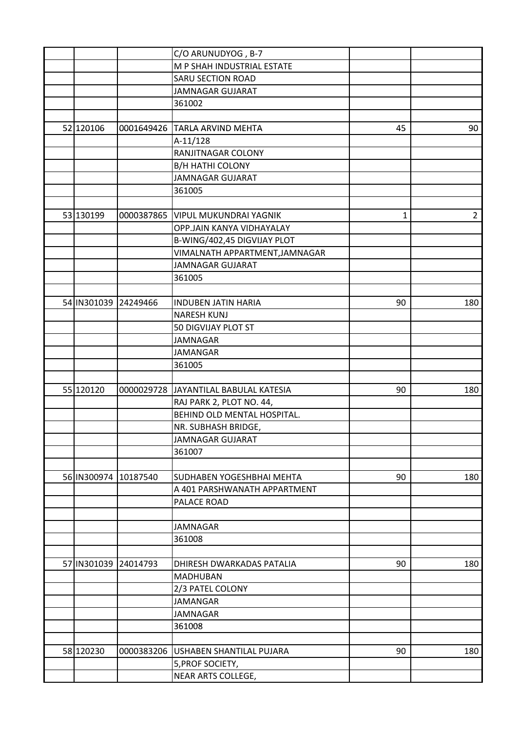| | | | | | |
|---|---|---|---|---|---|
| | | | C/O ARUNUDYOG , B-7 | | |
| | | | M P SHAH INDUSTRIAL ESTATE | | |
| | | | SARU SECTION ROAD | | |
| | | | JAMNAGAR GUJARAT | | |
| | | | 361002 | | |
| | | | | | |
| 52 | 120106 | 0001649426 | TARLA ARVIND MEHTA | 45 | 90 |
| | | | A-11/128 | | |
| | | | RANJITNAGAR COLONY | | |
| | | | B/H HATHI COLONY | | |
| | | | JAMNAGAR GUJARAT | | |
| | | | 361005 | | |
| | | | | | |
| 53 | 130199 | 0000387865 | VIPUL MUKUNDRAI YAGNIK | 1 | 2 |
| | | | OPP.JAIN KANYA VIDHAYALAY | | |
| | | | B-WING/402,45 DIGVIJAY PLOT | | |
| | | | VIMALNATH APPARTMENT,JAMNAGAR | | |
| | | | JAMNAGAR GUJARAT | | |
| | | | 361005 | | |
| | | | | | |
| 54 | IN301039 | 24249466 | INDUBEN JATIN HARIA | 90 | 180 |
| | | | NARESH KUNJ | | |
| | | | 50 DIGVIJAY PLOT ST | | |
| | | | JAMNAGAR | | |
| | | | JAMANGAR | | |
| | | | 361005 | | |
| | | | | | |
| 55 | 120120 | 0000029728 | JAYANTILAL BABULAL KATESIA | 90 | 180 |
| | | | RAJ PARK 2, PLOT NO. 44, | | |
| | | | BEHIND OLD MENTAL HOSPITAL. | | |
| | | | NR. SUBHASH BRIDGE, | | |
| | | | JAMNAGAR GUJARAT | | |
| | | | 361007 | | |
| | | | | | |
| 56 | IN300974 | 10187540 | SUDHABEN YOGESHBHAI MEHTA | 90 | 180 |
| | | | A 401 PARSHWANATH APPARTMENT | | |
| | | | PALACE ROAD | | |
| | | | | | |
| | | | JAMNAGAR | | |
| | | | 361008 | | |
| | | | | | |
| 57 | IN301039 | 24014793 | DHIRESH DWARKADAS PATALIA | 90 | 180 |
| | | | MADHUBAN | | |
| | | | 2/3 PATEL COLONY | | |
| | | | JAMANGAR | | |
| | | | JAMNAGAR | | |
| | | | 361008 | | |
| | | | | | |
| 58 | 120230 | 0000383206 | USHABEN SHANTILAL PUJARA | 90 | 180 |
| | | | 5,PROF SOCIETY, | | |
| | | | NEAR ARTS COLLEGE, | | |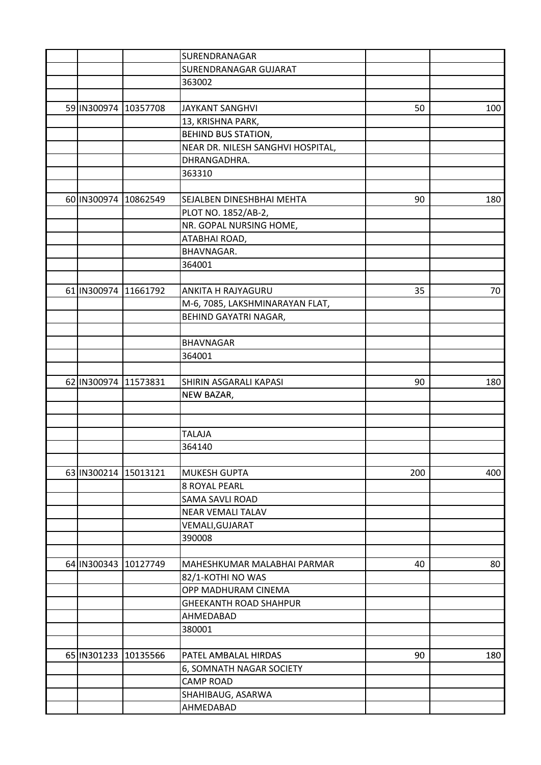| | | | | | |
|---|---|---|---|---|---|
| | | | SURENDRANAGAR | | |
| | | | SURENDRANAGAR GUJARAT | | |
| | | | 363002 | | |
| | | | | | |
| 59 | IN300974 | 10357708 | JAYKANT SANGHVI | 50 | 100 |
| | | | 13, KRISHNA PARK, | | |
| | | | BEHIND BUS STATION, | | |
| | | | NEAR DR. NILESH SANGHVI HOSPITAL, | | |
| | | | DHRANGADHRA. | | |
| | | | 363310 | | |
| | | | | | |
| 60 | IN300974 | 10862549 | SEJALBEN DINESHBHAI MEHTA | 90 | 180 |
| | | | PLOT NO. 1852/AB-2, | | |
| | | | NR. GOPAL NURSING HOME, | | |
| | | | ATABHAI ROAD, | | |
| | | | BHAVNAGAR. | | |
| | | | 364001 | | |
| | | | | | |
| 61 | IN300974 | 11661792 | ANKITA H RAJYAGURU | 35 | 70 |
| | | | M-6, 7085, LAKSHMINARAYAN FLAT, | | |
| | | | BEHIND GAYATRI NAGAR, | | |
| | | | | | |
| | | | BHAVNAGAR | | |
| | | | 364001 | | |
| | | | | | |
| 62 | IN300974 | 11573831 | SHIRIN ASGARALI KAPASI | 90 | 180 |
| | | | NEW BAZAR, | | |
| | | | | | |
| | | | | | |
| | | | TALAJA | | |
| | | | 364140 | | |
| | | | | | |
| 63 | IN300214 | 15013121 | MUKESH GUPTA | 200 | 400 |
| | | | 8 ROYAL PEARL | | |
| | | | SAMA SAVLI ROAD | | |
| | | | NEAR VEMALI TALAV | | |
| | | | VEMALI,GUJARAT | | |
| | | | 390008 | | |
| | | | | | |
| 64 | IN300343 | 10127749 | MAHESHKUMAR MALABHAI PARMAR | 40 | 80 |
| | | | 82/1-KOTHI NO WAS | | |
| | | | OPP MADHURAM CINEMA | | |
| | | | GHEEKANTH ROAD SHAHPUR | | |
| | | | AHMEDABAD | | |
| | | | 380001 | | |
| | | | | | |
| 65 | IN301233 | 10135566 | PATEL AMBALAL HIRDAS | 90 | 180 |
| | | | 6, SOMNATH NAGAR SOCIETY | | |
| | | | CAMP ROAD | | |
| | | | SHAHIBAUG, ASARWA | | |
| | | | AHMEDABAD | | |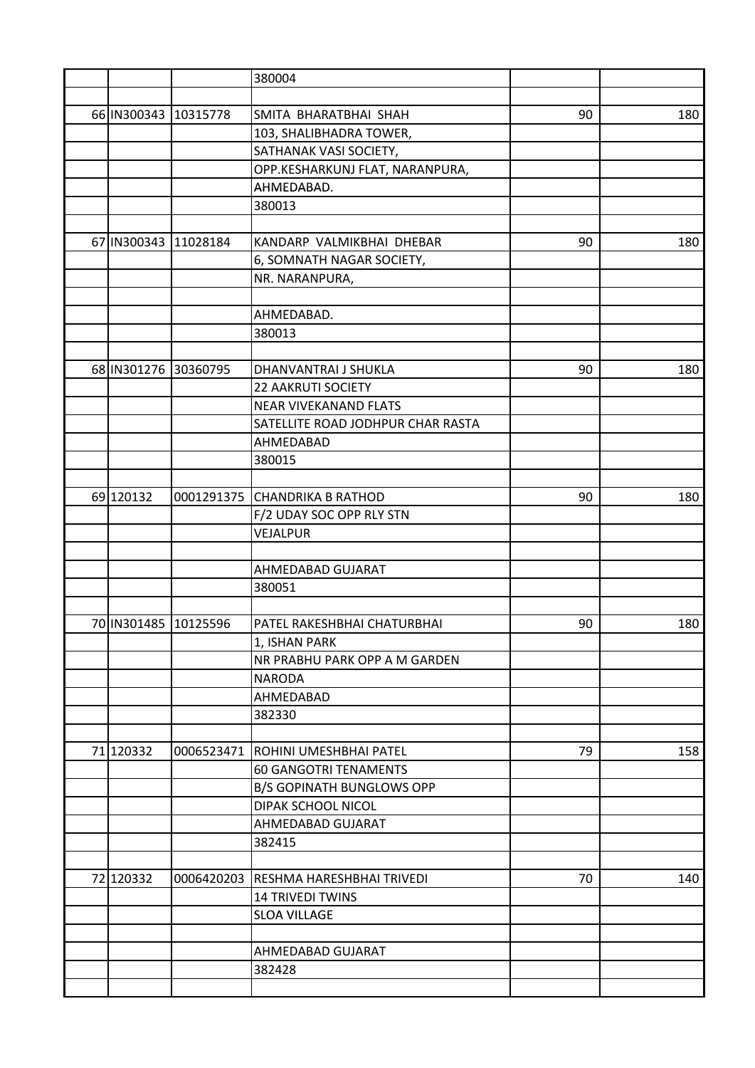| | | | | | |
|---|---|---|---|---|---|
| | | | 380004 | | |
| | | | | | |
| 66 | IN300343 | 10315778 | SMITA BHARATBHAI SHAH | 90 | 180 |
| | | | 103, SHALIBHADRA TOWER, | | |
| | | | SATHANAK VASI SOCIETY, | | |
| | | | OPP.KESHARKUNJ FLAT, NARANPURA, | | |
| | | | AHMEDABAD. | | |
| | | | 380013 | | |
| | | | | | |
| 67 | IN300343 | 11028184 | KANDARP VALMIKBHAI DHEBAR | 90 | 180 |
| | | | 6, SOMNATH NAGAR SOCIETY, | | |
| | | | NR. NARANPURA, | | |
| | | | | | |
| | | | AHMEDABAD. | | |
| | | | 380013 | | |
| | | | | | |
| 68 | IN301276 | 30360795 | DHANVANTRAI J SHUKLA | 90 | 180 |
| | | | 22 AAKRUTI SOCIETY | | |
| | | | NEAR VIVEKANAND FLATS | | |
| | | | SATELLITE ROAD JODHPUR CHAR RASTA | | |
| | | | AHMEDABAD | | |
| | | | 380015 | | |
| | | | | | |
| 69 | 120132 | 0001291375 | CHANDRIKA B RATHOD | 90 | 180 |
| | | | F/2 UDAY SOC OPP RLY STN | | |
| | | | VEJALPUR | | |
| | | | | | |
| | | | AHMEDABAD GUJARAT | | |
| | | | 380051 | | |
| | | | | | |
| 70 | IN301485 | 10125596 | PATEL RAKESHBHAI CHATURBHAI | 90 | 180 |
| | | | 1, ISHAN PARK | | |
| | | | NR PRABHU PARK OPP A M GARDEN | | |
| | | | NARODA | | |
| | | | AHMEDABAD | | |
| | | | 382330 | | |
| | | | | | |
| 71 | 120332 | 0006523471 | ROHINI UMESHBHAI PATEL | 79 | 158 |
| | | | 60 GANGOTRI TENAMENTS | | |
| | | | B/S GOPINATH BUNGLOWS OPP | | |
| | | | DIPAK SCHOOL NICOL | | |
| | | | AHMEDABAD GUJARAT | | |
| | | | 382415 | | |
| | | | | | |
| 72 | 120332 | 0006420203 | RESHMA HARESHBHAI TRIVEDI | 70 | 140 |
| | | | 14 TRIVEDI TWINS | | |
| | | | SLOA VILLAGE | | |
| | | | | | |
| | | | AHMEDABAD GUJARAT | | |
| | | | 382428 | | |
| | | | | | |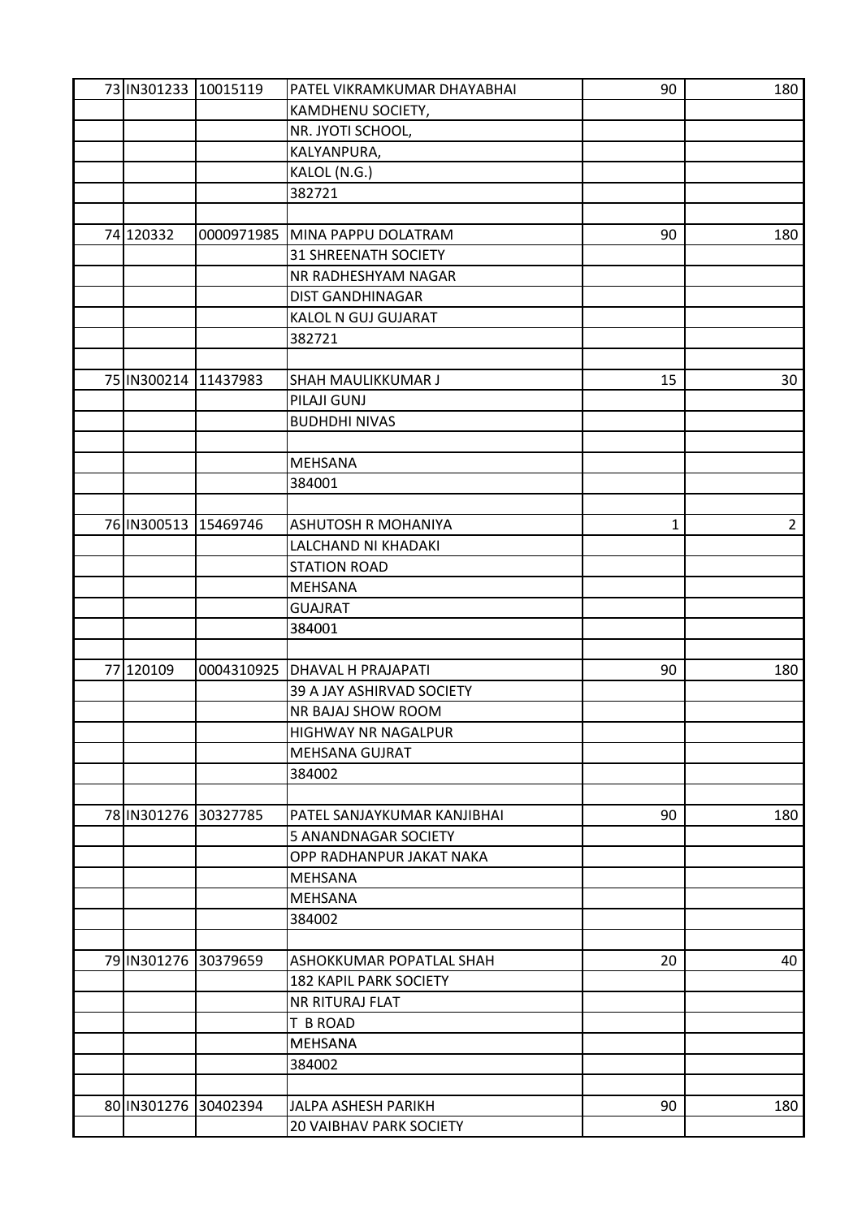| | | | | | |
|---|---|---|---|---|---|
| 73 | IN301233 | 10015119 | PATEL VIKRAMKUMAR DHAYABHAI | 90 | 180 |
| | | | KAMDHENU SOCIETY, | | |
| | | | NR. JYOTI SCHOOL, | | |
| | | | KALYANPURA, | | |
| | | | KALOL (N.G.) | | |
| | | | 382721 | | |
| | | | | | |
| 74 | 120332 | 0000971985 | MINA PAPPU DOLATRAM | 90 | 180 |
| | | | 31 SHREENATH SOCIETY | | |
| | | | NR RADHESHYAM NAGAR | | |
| | | | DIST GANDHINAGAR | | |
| | | | KALOL N GUJ GUJARAT | | |
| | | | 382721 | | |
| | | | | | |
| 75 | IN300214 | 11437983 | SHAH MAULIKKUMAR J | 15 | 30 |
| | | | PILAJI GUNJ | | |
| | | | BUDHDHI NIVAS | | |
| | | | | | |
| | | | MEHSANA | | |
| | | | 384001 | | |
| | | | | | |
| 76 | IN300513 | 15469746 | ASHUTOSH R MOHANIYA | 1 | 2 |
| | | | LALCHAND NI KHADAKI | | |
| | | | STATION ROAD | | |
| | | | MEHSANA | | |
| | | | GUAJRAT | | |
| | | | 384001 | | |
| | | | | | |
| 77 | 120109 | 0004310925 | DHAVAL H PRAJAPATI | 90 | 180 |
| | | | 39 A JAY ASHIRVAD SOCIETY | | |
| | | | NR BAJAJ SHOW ROOM | | |
| | | | HIGHWAY NR NAGALPUR | | |
| | | | MEHSANA GUJRAT | | |
| | | | 384002 | | |
| | | | | | |
| 78 | IN301276 | 30327785 | PATEL SANJAYKUMAR KANJIBHAI | 90 | 180 |
| | | | 5 ANANDNAGAR SOCIETY | | |
| | | | OPP RADHANPUR JAKAT NAKA | | |
| | | | MEHSANA | | |
| | | | MEHSANA | | |
| | | | 384002 | | |
| | | | | | |
| 79 | IN301276 | 30379659 | ASHOKKUMAR POPATLAL SHAH | 20 | 40 |
| | | | 182 KAPIL PARK SOCIETY | | |
| | | | NR RITURAJ FLAT | | |
| | | | T B ROAD | | |
| | | | MEHSANA | | |
| | | | 384002 | | |
| | | | | | |
| 80 | IN301276 | 30402394 | JALPA ASHESH PARIKH | 90 | 180 |
| | | | 20 VAIBHAV PARK SOCIETY | | |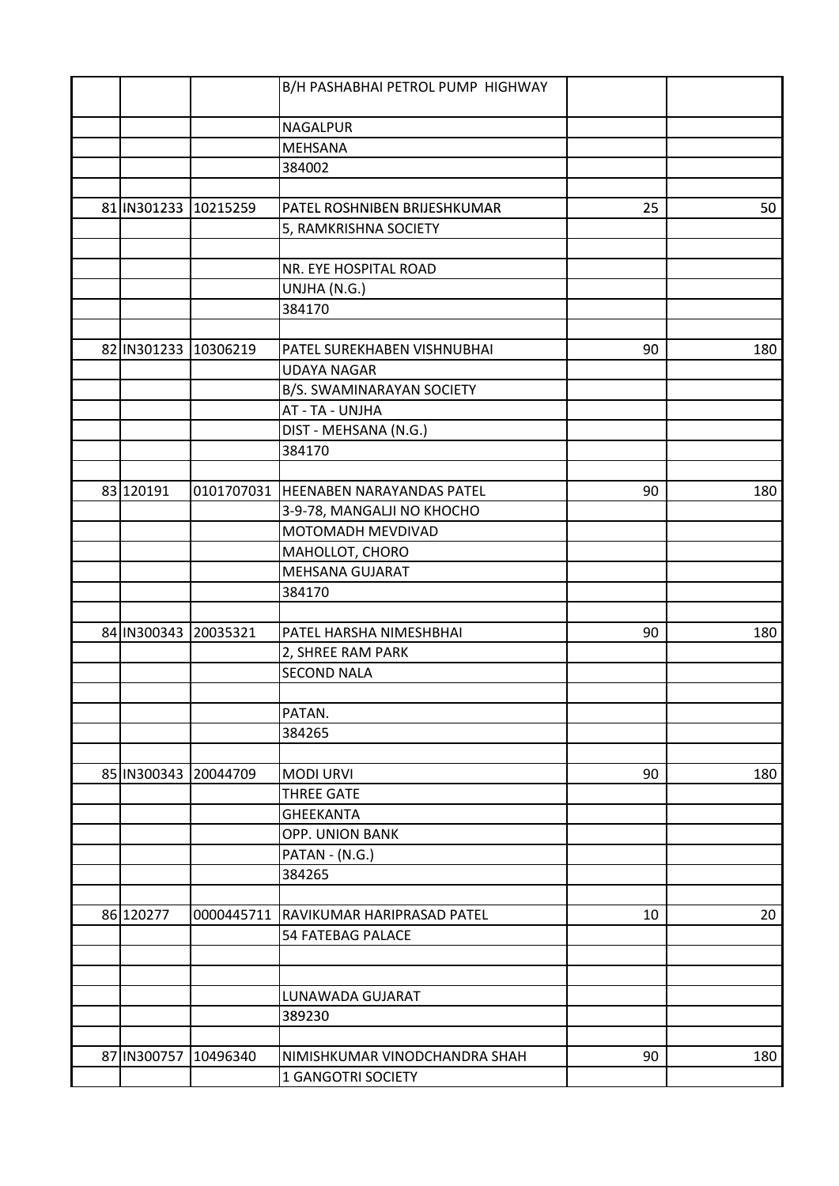| | | | | |
|---|---|---|---|---|
| | | B/H PASHABHAI PETROL PUMP HIGHWAY | | |
| | | NAGALPUR | | |
| | | MEHSANA | | |
| | | 384002 | | |
| | | | | |
| 81 | IN301233 | 10215259 | PATEL ROSHNIBEN BRIJESHKUMAR | 25 | 50 |
| | | 5, RAMKRISHNA SOCIETY | | |
| | | | | |
| | | NR. EYE HOSPITAL ROAD | | |
| | | UNJHA (N.G.) | | |
| | | 384170 | | |
| | | | | |
| 82 | IN301233 | 10306219 | PATEL SUREKHABEN VISHNUBHAI | 90 | 180 |
| | | UDAYA NAGAR | | |
| | | B/S. SWAMINARAYAN SOCIETY | | |
| | | AT - TA - UNJHA | | |
| | | DIST - MEHSANA (N.G.) | | |
| | | 384170 | | |
| | | | | |
| 83 | 120191 | 0101707031 | HEENABEN NARAYANDAS PATEL | 90 | 180 |
| | | 3-9-78, MANGALJI NO KHOCHO | | |
| | | MOTOMADH MEVDIVAD | | |
| | | MAHOLLOT, CHORO | | |
| | | MEHSANA GUJARAT | | |
| | | 384170 | | |
| | | | | |
| 84 | IN300343 | 20035321 | PATEL HARSHA NIMESHBHAI | 90 | 180 |
| | | 2, SHREE RAM PARK | | |
| | | SECOND NALA | | |
| | | | | |
| | | PATAN. | | |
| | | 384265 | | |
| | | | | |
| 85 | IN300343 | 20044709 | MODI URVI | 90 | 180 |
| | | THREE GATE | | |
| | | GHEEKANTA | | |
| | | OPP. UNION BANK | | |
| | | PATAN - (N.G.) | | |
| | | 384265 | | |
| | | | | |
| 86 | 120277 | 0000445711 | RAVIKUMAR HARIPRASAD PATEL | 10 | 20 |
| | | 54 FATEBAG PALACE | | |
| | | | | |
| | | | | |
| | | LUNAWADA GUJARAT | | |
| | | 389230 | | |
| | | | | |
| 87 | IN300757 | 10496340 | NIMISHKUMAR VINODCHANDRA SHAH | 90 | 180 |
| | | 1 GANGOTRI SOCIETY | | |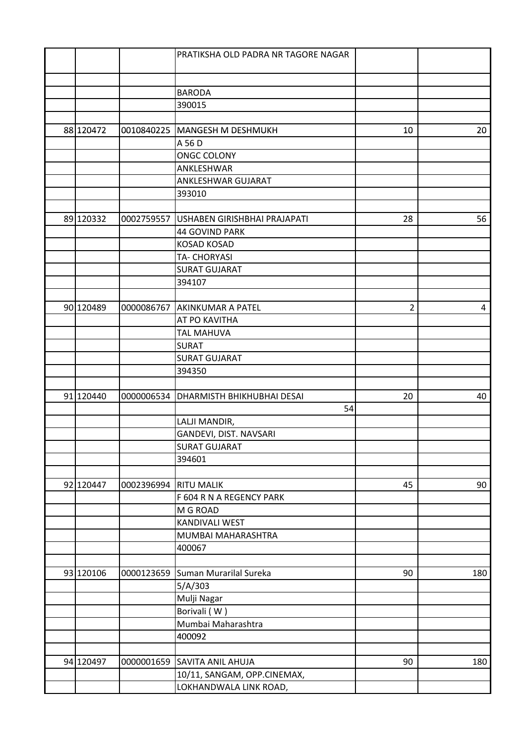| | | | | | |
|---|---|---|---|---|---|
| | | | PRATIKSHA OLD PADRA NR TAGORE NAGAR | | |
| | | | | | |
| | | | BARODA | | |
| | | | 390015 | | |
| | | | | | |
| 88 | 120472 | 0010840225 | MANGESH M DESHMUKH | 10 | 20 |
| | | | A 56 D | | |
| | | | ONGC COLONY | | |
| | | | ANKLESHWAR | | |
| | | | ANKLESHWAR GUJARAT | | |
| | | | 393010 | | |
| | | | | | |
| 89 | 120332 | 0002759557 | USHABEN GIRISHBHAI PRAJAPATI | 28 | 56 |
| | | | 44 GOVIND PARK | | |
| | | | KOSAD KOSAD | | |
| | | | TA- CHORYASI | | |
| | | | SURAT GUJARAT | | |
| | | | 394107 | | |
| | | | | | |
| 90 | 120489 | 0000086767 | AKINKUMAR A PATEL | 2 | 4 |
| | | | AT PO KAVITHA | | |
| | | | TAL MAHUVA | | |
| | | | SURAT | | |
| | | | SURAT GUJARAT | | |
| | | | 394350 | | |
| | | | | | |
| 91 | 120440 | 0000006534 | DHARMISTH BHIKHUBHAI DESAI | 20 | 40 |
| | | | 54 | | |
| | | | LALJI MANDIR, | | |
| | | | GANDEVI, DIST. NAVSARI | | |
| | | | SURAT GUJARAT | | |
| | | | 394601 | | |
| | | | | | |
| 92 | 120447 | 0002396994 | RITU MALIK | 45 | 90 |
| | | | F 604 R N A REGENCY PARK | | |
| | | | M G ROAD | | |
| | | | KANDIVALI WEST | | |
| | | | MUMBAI MAHARASHTRA | | |
| | | | 400067 | | |
| | | | | | |
| 93 | 120106 | 0000123659 | Suman Murarilal Sureka | 90 | 180 |
| | | | 5/A/303 | | |
| | | | Mulji Nagar | | |
| | | | Borivali ( W ) | | |
| | | | Mumbai Maharashtra | | |
| | | | 400092 | | |
| | | | | | |
| 94 | 120497 | 0000001659 | SAVITA ANIL AHUJA | 90 | 180 |
| | | | 10/11, SANGAM, OPP.CINEMAX, | | |
| | | | LOKHANDWALA LINK ROAD, | | |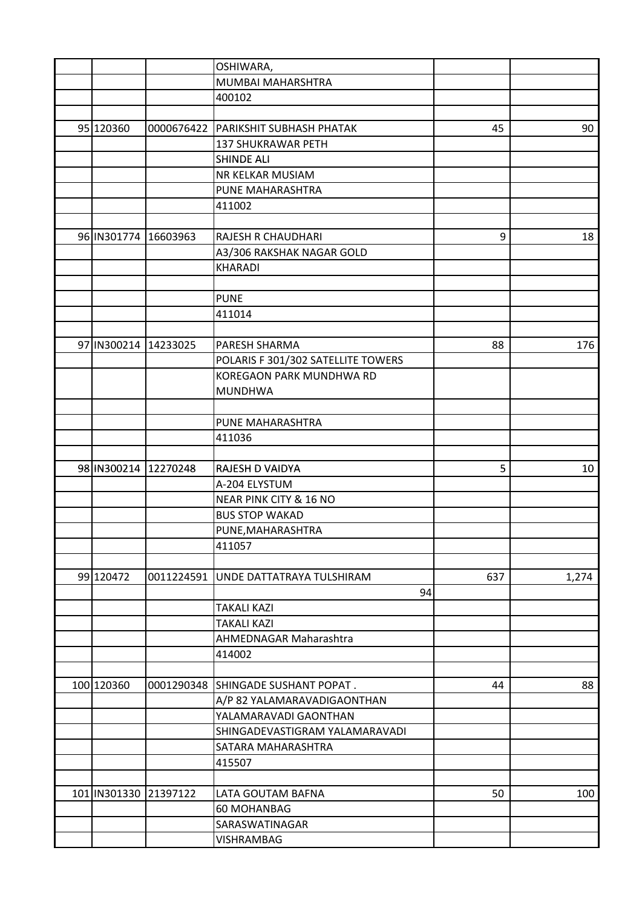|  |  |  |  |  |  |
|---|---|---|---|---|---|
|  |  |  | OSHIWARA, |  |  |
|  |  |  | MUMBAI MAHARSHTRA |  |  |
|  |  |  | 400102 |  |  |
|  |  |  |  |  |  |
| 95 | 120360 | 0000676422 | PARIKSHIT SUBHASH PHATAK | 45 | 90 |
|  |  |  | 137 SHUKRAWAR PETH |  |  |
|  |  |  | SHINDE ALI |  |  |
|  |  |  | NR KELKAR MUSIAM |  |  |
|  |  |  | PUNE MAHARASHTRA |  |  |
|  |  |  | 411002 |  |  |
|  |  |  |  |  |  |
| 96 | IN301774 | 16603963 | RAJESH R CHAUDHARI | 9 | 18 |
|  |  |  | A3/306 RAKSHAK NAGAR GOLD |  |  |
|  |  |  | KHARADI |  |  |
|  |  |  |  |  |  |
|  |  |  | PUNE |  |  |
|  |  |  | 411014 |  |  |
|  |  |  |  |  |  |
| 97 | IN300214 | 14233025 | PARESH SHARMA | 88 | 176 |
|  |  |  | POLARIS F 301/302 SATELLITE TOWERS |  |  |
|  |  |  | KOREGAON PARK MUNDHWA RD<br>MUNDHWA |  |  |
|  |  |  |  |  |  |
|  |  |  | PUNE MAHARASHTRA |  |  |
|  |  |  | 411036 |  |  |
|  |  |  |  |  |  |
| 98 | IN300214 | 12270248 | RAJESH D VAIDYA | 5 | 10 |
|  |  |  | A-204 ELYSTUM |  |  |
|  |  |  | NEAR PINK CITY & 16 NO |  |  |
|  |  |  | BUS STOP WAKAD |  |  |
|  |  |  | PUNE,MAHARASHTRA |  |  |
|  |  |  | 411057 |  |  |
|  |  |  |  |  |  |
| 99 | 120472 | 0011224591 | UNDE DATTATRAYA TULSHIRAM | 637 | 1,274 |
|  |  |  | 94 |  |  |
|  |  |  | TAKALI KAZI |  |  |
|  |  |  | TAKALI KAZI |  |  |
|  |  |  | AHMEDNAGAR Maharashtra |  |  |
|  |  |  | 414002 |  |  |
|  |  |  |  |  |  |
| 100 | 120360 | 0001290348 | SHINGADE SUSHANT POPAT . | 44 | 88 |
|  |  |  | A/P 82 YALAMARAVADIGAONTHAN |  |  |
|  |  |  | YALAMARAVADI GAONTHAN |  |  |
|  |  |  | SHINGADEVASTIGRAM YALAMARAVADI |  |  |
|  |  |  | SATARA MAHARASHTRA |  |  |
|  |  |  | 415507 |  |  |
|  |  |  |  |  |  |
| 101 | IN301330 | 21397122 | LATA GOUTAM BAFNA | 50 | 100 |
|  |  |  | 60 MOHANBAG |  |  |
|  |  |  | SARASWATINAGAR |  |  |
|  |  |  | VISHRAMBAG |  |  |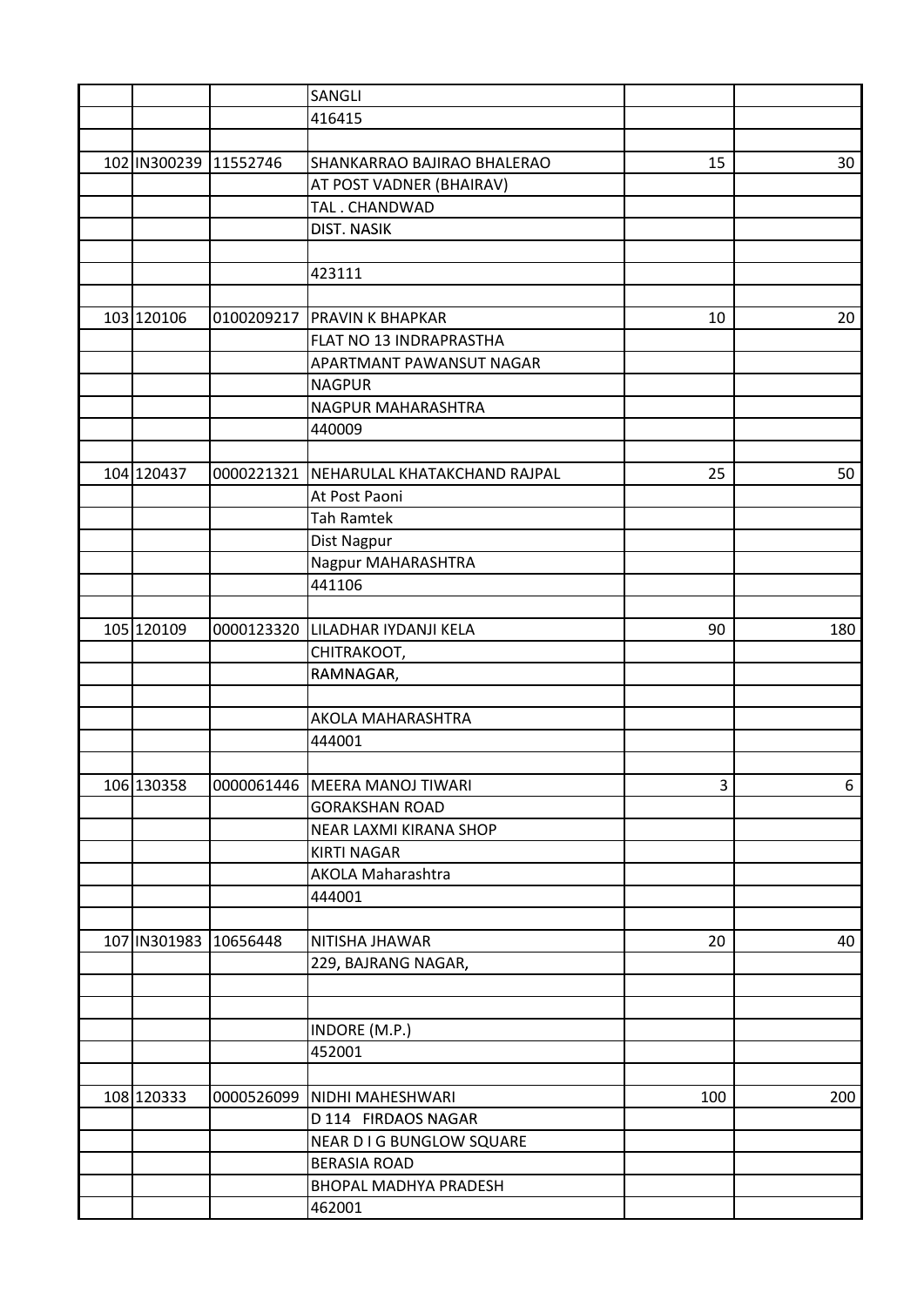| | | | | | |
|---|---|---|---|---|---|
| | | | SANGLI | | |
| | | | 416415 | | |
| | | | | | |
| 102 | IN300239 | 11552746 | SHANKARRAO BAJIRAO BHALERAO | 15 | 30 |
| | | | AT POST VADNER (BHAIRAV) | | |
| | | | TAL . CHANDWAD | | |
| | | | DIST. NASIK | | |
| | | | | | |
| | | | 423111 | | |
| | | | | | |
| 103 | 120106 | 0100209217 | PRAVIN K BHAPKAR | 10 | 20 |
| | | | FLAT NO 13 INDRAPRASTHA | | |
| | | | APARTMANT PAWANSUT NAGAR | | |
| | | | NAGPUR | | |
| | | | NAGPUR MAHARASHTRA | | |
| | | | 440009 | | |
| | | | | | |
| 104 | 120437 | 0000221321 | NEHARULAL KHATAKCHAND RAJPAL | 25 | 50 |
| | | | At Post Paoni | | |
| | | | Tah Ramtek | | |
| | | | Dist Nagpur | | |
| | | | Nagpur MAHARASHTRA | | |
| | | | 441106 | | |
| | | | | | |
| 105 | 120109 | 0000123320 | LILADHAR IYDANJI KELA | 90 | 180 |
| | | | CHITRAKOOT, | | |
| | | | RAMNAGAR, | | |
| | | | | | |
| | | | AKOLA MAHARASHTRA | | |
| | | | 444001 | | |
| | | | | | |
| 106 | 130358 | 0000061446 | MEERA MANOJ TIWARI | 3 | 6 |
| | | | GORAKSHAN ROAD | | |
| | | | NEAR LAXMI KIRANA SHOP | | |
| | | | KIRTI NAGAR | | |
| | | | AKOLA Maharashtra | | |
| | | | 444001 | | |
| | | | | | |
| 107 | IN301983 | 10656448 | NITISHA JHAWAR | 20 | 40 |
| | | | 229, BAJRANG NAGAR, | | |
| | | | | | |
| | | | | | |
| | | | INDORE (M.P.) | | |
| | | | 452001 | | |
| | | | | | |
| 108 | 120333 | 0000526099 | NIDHI MAHESHWARI | 100 | 200 |
| | | | D 114 FIRDAOS NAGAR | | |
| | | | NEAR D I G BUNGLOW SQUARE | | |
| | | | BERASIA ROAD | | |
| | | | BHOPAL MADHYA PRADESH | | |
| | | | 462001 | | |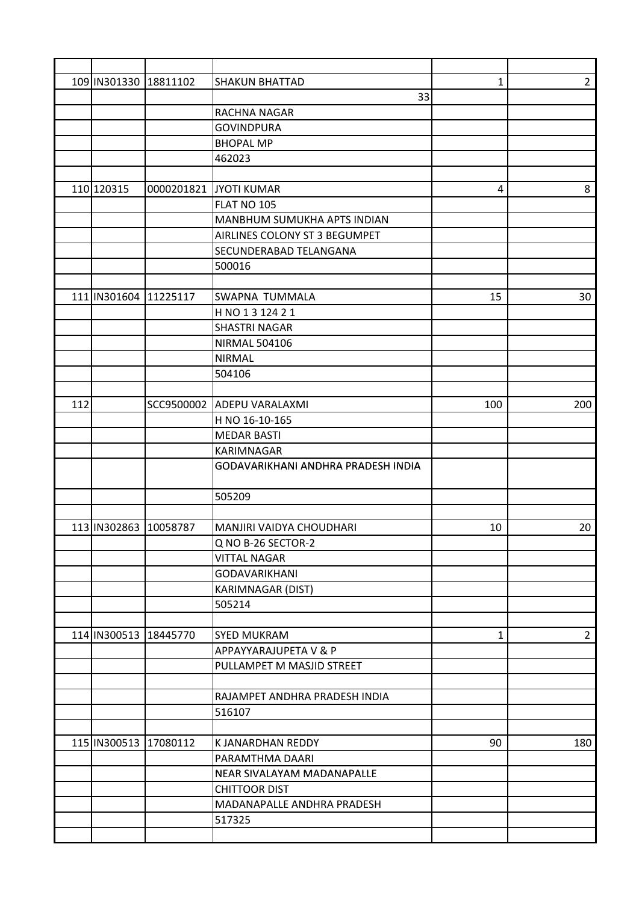| | | | | | |
|---|---|---|---|---|---|
| 109 | IN301330 | 18811102 | SHAKUN BHATTAD | 1 | 2 |
| | | | 33 | | |
| | | | RACHNA NAGAR | | |
| | | | GOVINDPURA | | |
| | | | BHOPAL MP | | |
| | | | 462023 | | |
| | | | | | |
| 110 | 120315 | 0000201821 | JYOTI KUMAR | 4 | 8 |
| | | | FLAT NO 105 | | |
| | | | MANBHUM SUMUKHA APTS INDIAN | | |
| | | | AIRLINES COLONY ST 3 BEGUMPET | | |
| | | | SECUNDERABAD TELANGANA | | |
| | | | 500016 | | |
| | | | | | |
| 111 | IN301604 | 11225117 | SWAPNA TUMMALA | 15 | 30 |
| | | | H NO 1 3 124 2 1 | | |
| | | | SHASTRI NAGAR | | |
| | | | NIRMAL 504106 | | |
| | | | NIRMAL | | |
| | | | 504106 | | |
| | | | | | |
| 112 | | SCC9500002 | ADEPU VARALAXMI | 100 | 200 |
| | | | H NO 16-10-165 | | |
| | | | MEDAR BASTI | | |
| | | | KARIMNAGAR | | |
| | | | GODAVARIKHANI ANDHRA PRADESH INDIA | | |
| | | | 505209 | | |
| | | | | | |
| 113 | IN302863 | 10058787 | MANJIRI VAIDYA CHOUDHARI | 10 | 20 |
| | | | Q NO B-26 SECTOR-2 | | |
| | | | VITTAL NAGAR | | |
| | | | GODAVARIKHANI | | |
| | | | KARIMNAGAR (DIST) | | |
| | | | 505214 | | |
| | | | | | |
| 114 | IN300513 | 18445770 | SYED MUKRAM | 1 | 2 |
| | | | APPAYYARAJUPETA V & P | | |
| | | | PULLAMPET M MASJID STREET | | |
| | | | | | |
| | | | RAJAMPET ANDHRA PRADESH INDIA | | |
| | | | 516107 | | |
| | | | | | |
| 115 | IN300513 | 17080112 | K JANARDHAN REDDY | 90 | 180 |
| | | | PARAMTHMA DAARI | | |
| | | | NEAR SIVALAYAM MADANAPALLE | | |
| | | | CHITTOOR DIST | | |
| | | | MADANAPALLE ANDHRA PRADESH | | |
| | | | 517325 | | |
| | | | | | |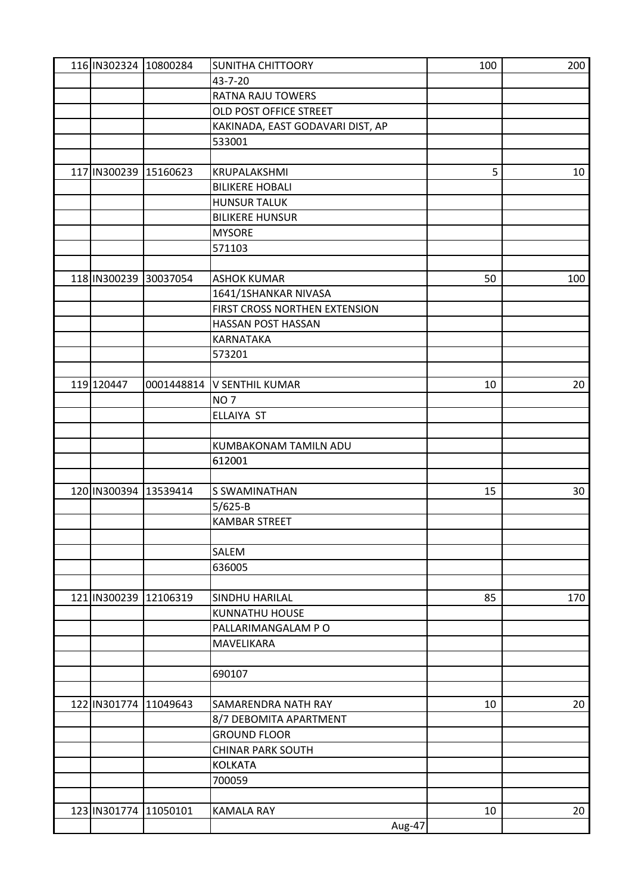| | | | | | |
|---|---|---|---|---|---|
| 116 | IN302324 | 10800284 | SUNITHA CHITTOORY | 100 | 200 |
| | | | 43-7-20 | | |
| | | | RATNA RAJU TOWERS | | |
| | | | OLD POST OFFICE STREET | | |
| | | | KAKINADA, EAST GODAVARI DIST, AP | | |
| | | | 533001 | | |
| | | | | | |
| 117 | IN300239 | 15160623 | KRUPALAKSHMI | 5 | 10 |
| | | | BILIKERE HOBALI | | |
| | | | HUNSUR TALUK | | |
| | | | BILIKERE HUNSUR | | |
| | | | MYSORE | | |
| | | | 571103 | | |
| | | | | | |
| 118 | IN300239 | 30037054 | ASHOK KUMAR | 50 | 100 |
| | | | 1641/1SHANKAR NIVASA | | |
| | | | FIRST CROSS NORTHEN EXTENSION | | |
| | | | HASSAN POST HASSAN | | |
| | | | KARNATAKA | | |
| | | | 573201 | | |
| | | | | | |
| 119 | 120447 | 0001448814 | V SENTHIL KUMAR | 10 | 20 |
| | | | NO 7 | | |
| | | | ELLAIYA ST | | |
| | | | | | |
| | | | KUMBAKONAM TAMILN ADU | | |
| | | | 612001 | | |
| | | | | | |
| 120 | IN300394 | 13539414 | S SWAMINATHAN | 15 | 30 |
| | | | 5/625-B | | |
| | | | KAMBAR STREET | | |
| | | | | | |
| | | | SALEM | | |
| | | | 636005 | | |
| | | | | | |
| 121 | IN300239 | 12106319 | SINDHU HARILAL | 85 | 170 |
| | | | KUNNATHU HOUSE | | |
| | | | PALLARIMANGALAM P O | | |
| | | | MAVELIKARA | | |
| | | | | | |
| | | | 690107 | | |
| | | | | | |
| 122 | IN301774 | 11049643 | SAMARENDRA NATH RAY | 10 | 20 |
| | | | 8/7 DEBOMITA APARTMENT | | |
| | | | GROUND FLOOR | | |
| | | | CHINAR PARK SOUTH | | |
| | | | KOLKATA | | |
| | | | 700059 | | |
| | | | | | |
| 123 | IN301774 | 11050101 | KAMALA RAY | 10 | 20 |
| | | | Aug-47 | | |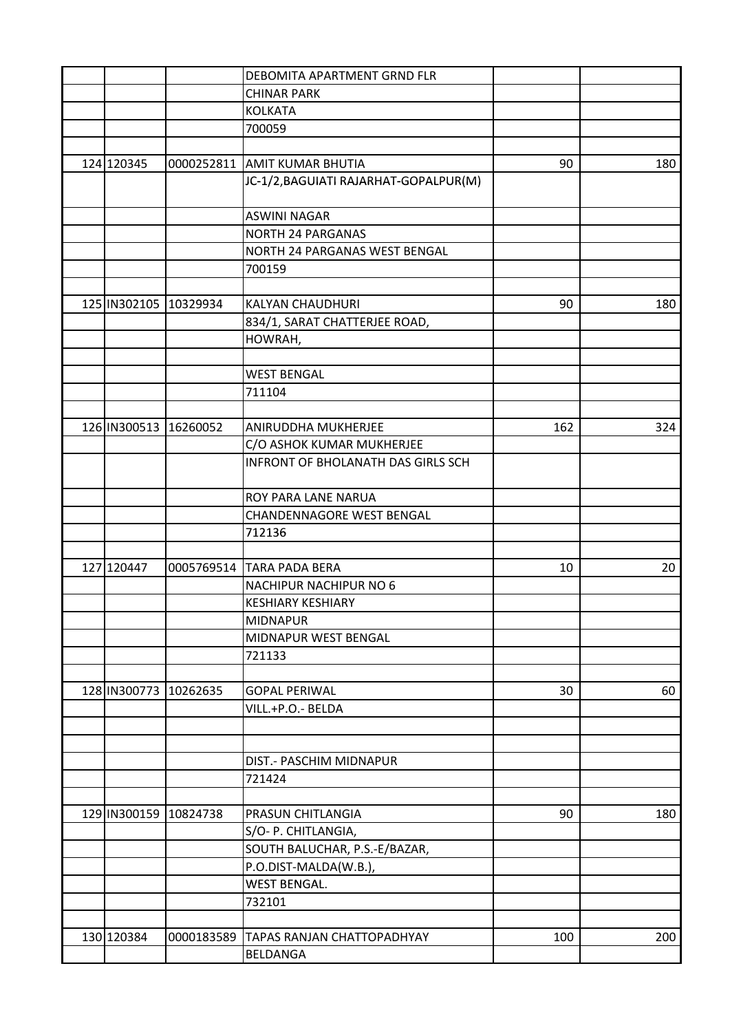| | | | | | |
|---|---|---|---|---|---|
| | | | DEBOMITA APARTMENT GRND FLR | | |
| | | | CHINAR PARK | | |
| | | | KOLKATA | | |
| | | | 700059 | | |
| | | | | | |
| 124 | 120345 | 0000252811 | AMIT KUMAR BHUTIA | 90 | 180 |
| | | | JC-1/2,BAGUIATI RAJARHAT-GOPALPUR(M) | | |
| | | | ASWINI NAGAR | | |
| | | | NORTH 24 PARGANAS | | |
| | | | NORTH 24 PARGANAS WEST BENGAL | | |
| | | | 700159 | | |
| | | | | | |
| 125 | IN302105 | 10329934 | KALYAN CHAUDHURI | 90 | 180 |
| | | | 834/1, SARAT CHATTERJEE ROAD, | | |
| | | | HOWRAH, | | |
| | | | | | |
| | | | WEST BENGAL | | |
| | | | 711104 | | |
| | | | | | |
| 126 | IN300513 | 16260052 | ANIRUDDHA MUKHERJEE | 162 | 324 |
| | | | C/O ASHOK KUMAR MUKHERJEE | | |
| | | | INFRONT OF BHOLANATH DAS GIRLS SCH | | |
| | | | ROY PARA LANE NARUA | | |
| | | | CHANDENNAGORE WEST BENGAL | | |
| | | | 712136 | | |
| | | | | | |
| 127 | 120447 | 0005769514 | TARA PADA BERA | 10 | 20 |
| | | | NACHIPUR NACHIPUR NO 6 | | |
| | | | KESHIARY KESHIARY | | |
| | | | MIDNAPUR | | |
| | | | MIDNAPUR WEST BENGAL | | |
| | | | 721133 | | |
| | | | | | |
| 128 | IN300773 | 10262635 | GOPAL PERIWAL | 30 | 60 |
| | | | VILL.+P.O.- BELDA | | |
| | | | | | |
| | | | | | |
| | | | DIST.- PASCHIM MIDNAPUR | | |
| | | | 721424 | | |
| | | | | | |
| 129 | IN300159 | 10824738 | PRASUN CHITLANGIA | 90 | 180 |
| | | | S/O- P. CHITLANGIA, | | |
| | | | SOUTH BALUCHAR, P.S.-E/BAZAR, | | |
| | | | P.O.DIST-MALDA(W.B.), | | |
| | | | WEST BENGAL. | | |
| | | | 732101 | | |
| | | | | | |
| 130 | 120384 | 0000183589 | TAPAS RANJAN CHATTOPADHYAY | 100 | 200 |
| | | | BELDANGA | | |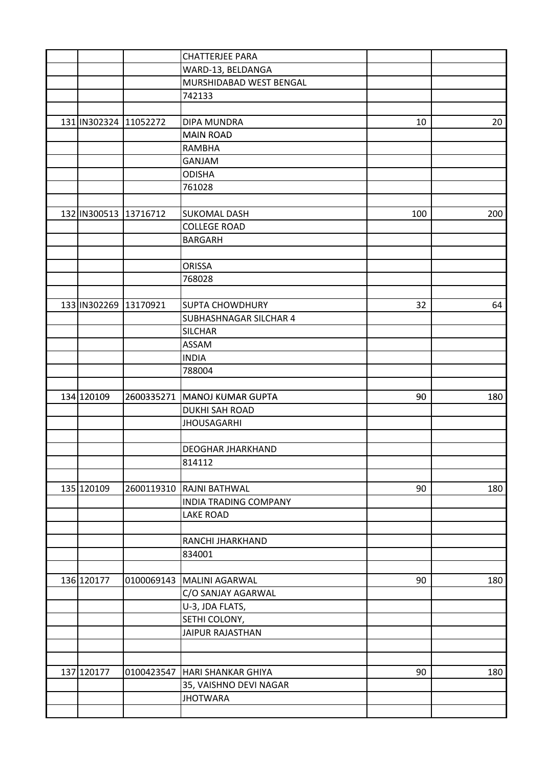| | | | | | |
|---|---|---|---|---|---|
| | | | CHATTERJEE PARA | | |
| | | | WARD-13, BELDANGA | | |
| | | | MURSHIDABAD WEST BENGAL | | |
| | | | 742133 | | |
| | | | | | |
| 131 | IN302324 | 11052272 | DIPA MUNDRA | 10 | 20 |
| | | | MAIN ROAD | | |
| | | | RAMBHA | | |
| | | | GANJAM | | |
| | | | ODISHA | | |
| | | | 761028 | | |
| | | | | | |
| 132 | IN300513 | 13716712 | SUKOMAL DASH | 100 | 200 |
| | | | COLLEGE ROAD | | |
| | | | BARGARH | | |
| | | | | | |
| | | | ORISSA | | |
| | | | 768028 | | |
| | | | | | |
| 133 | IN302269 | 13170921 | SUPTA CHOWDHURY | 32 | 64 |
| | | | SUBHASHNAGAR SILCHAR 4 | | |
| | | | SILCHAR | | |
| | | | ASSAM | | |
| | | | INDIA | | |
| | | | 788004 | | |
| | | | | | |
| 134 | 120109 | 2600335271 | MANOJ KUMAR GUPTA | 90 | 180 |
| | | | DUKHI SAH ROAD | | |
| | | | JHOUSAGARHI | | |
| | | | | | |
| | | | DEOGHAR JHARKHAND | | |
| | | | 814112 | | |
| | | | | | |
| 135 | 120109 | 2600119310 | RAJNI BATHWAL | 90 | 180 |
| | | | INDIA TRADING COMPANY | | |
| | | | LAKE ROAD | | |
| | | | | | |
| | | | RANCHI JHARKHAND | | |
| | | | 834001 | | |
| | | | | | |
| 136 | 120177 | 0100069143 | MALINI AGARWAL | 90 | 180 |
| | | | C/O SANJAY AGARWAL | | |
| | | | U-3, JDA FLATS, | | |
| | | | SETHI COLONY, | | |
| | | | JAIPUR RAJASTHAN | | |
| | | | | | |
| | | | | | |
| 137 | 120177 | 0100423547 | HARI SHANKAR GHIYA | 90 | 180 |
| | | | 35, VAISHNO DEVI NAGAR | | |
| | | | JHOTWARA | | |
| | | | | | |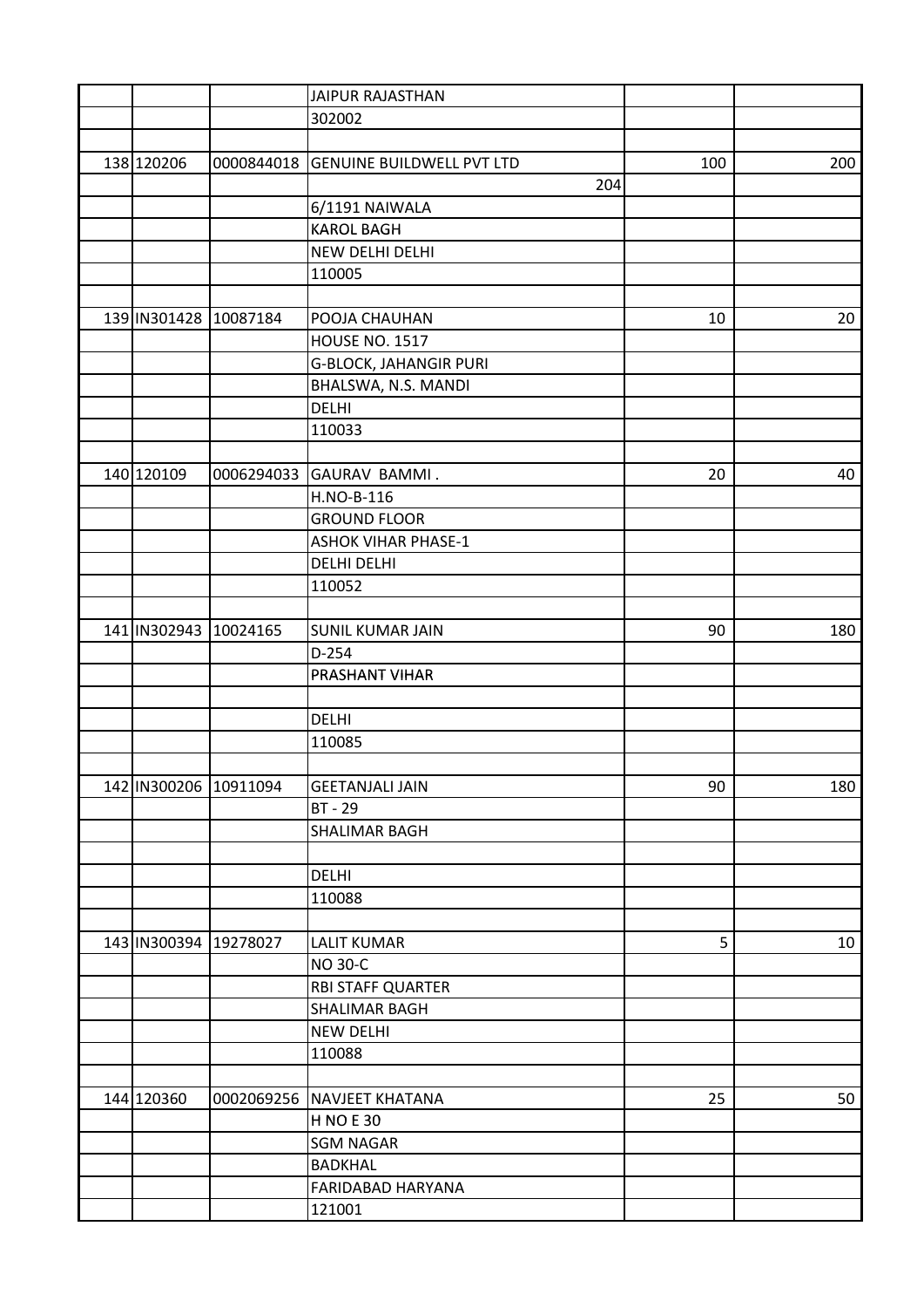| | | | | | |
|---|---|---|---|---|---|
| | | | JAIPUR RAJASTHAN | | |
| | | | 302002 | | |
| | | | | | |
| 138 | 120206 | 0000844018 | GENUINE BUILDWELL PVT LTD | 100 | 200 |
| | | | 204 | | |
| | | | 6/1191 NAIWALA | | |
| | | | KAROL BAGH | | |
| | | | NEW DELHI DELHI | | |
| | | | 110005 | | |
| | | | | | |
| 139 | IN301428 | 10087184 | POOJA CHAUHAN | 10 | 20 |
| | | | HOUSE NO. 1517 | | |
| | | | G-BLOCK, JAHANGIR PURI | | |
| | | | BHALSWA, N.S. MANDI | | |
| | | | DELHI | | |
| | | | 110033 | | |
| | | | | | |
| 140 | 120109 | 0006294033 | GAURAV BAMMI . | 20 | 40 |
| | | | H.NO-B-116 | | |
| | | | GROUND FLOOR | | |
| | | | ASHOK VIHAR PHASE-1 | | |
| | | | DELHI DELHI | | |
| | | | 110052 | | |
| | | | | | |
| 141 | IN302943 | 10024165 | SUNIL KUMAR JAIN | 90 | 180 |
| | | | D-254 | | |
| | | | PRASHANT VIHAR | | |
| | | | | | |
| | | | DELHI | | |
| | | | 110085 | | |
| | | | | | |
| 142 | IN300206 | 10911094 | GEETANJALI JAIN | 90 | 180 |
| | | | BT - 29 | | |
| | | | SHALIMAR BAGH | | |
| | | | | | |
| | | | DELHI | | |
| | | | 110088 | | |
| | | | | | |
| 143 | IN300394 | 19278027 | LALIT KUMAR | 5 | 10 |
| | | | NO 30-C | | |
| | | | RBI STAFF QUARTER | | |
| | | | SHALIMAR BAGH | | |
| | | | NEW DELHI | | |
| | | | 110088 | | |
| | | | | | |
| 144 | 120360 | 0002069256 | NAVJEET KHATANA | 25 | 50 |
| | | | H NO E 30 | | |
| | | | SGM NAGAR | | |
| | | | BADKHAL | | |
| | | | FARIDABAD HARYANA | | |
| | | | 121001 | | |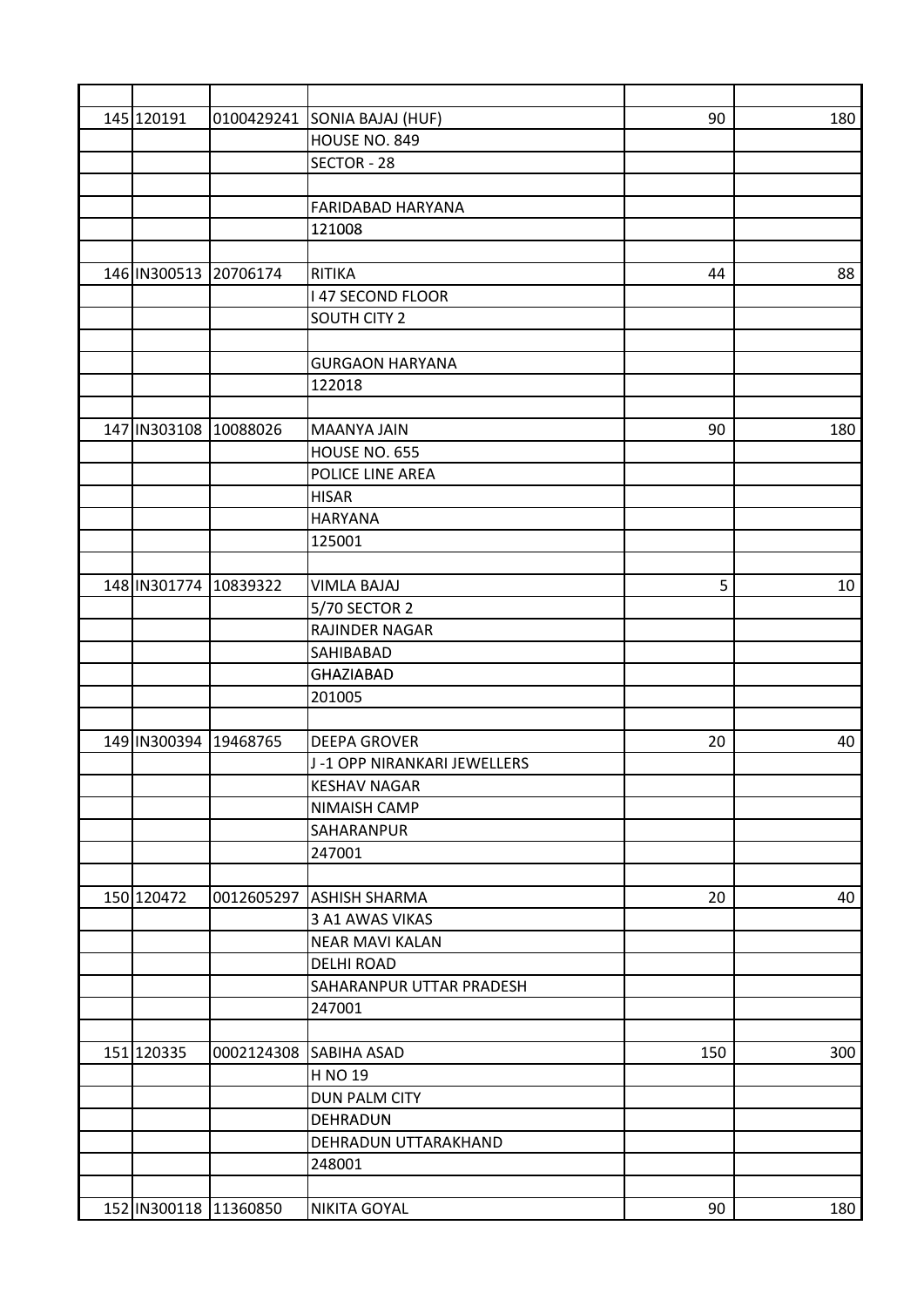| | | | | | |
|---|---|---|---|---|---|
| 145 | 120191 | 0100429241 | SONIA BAJAJ (HUF) | 90 | 180 |
| | | | HOUSE NO. 849 | | |
| | | | SECTOR - 28 | | |
| | | | | | |
| | | | FARIDABAD HARYANA | | |
| | | | 121008 | | |
| | | | | | |
| 146 | IN300513 | 20706174 | RITIKA | 44 | 88 |
| | | | I 47 SECOND FLOOR | | |
| | | | SOUTH CITY 2 | | |
| | | | | | |
| | | | GURGAON HARYANA | | |
| | | | 122018 | | |
| | | | | | |
| 147 | IN303108 | 10088026 | MAANYA JAIN | 90 | 180 |
| | | | HOUSE NO. 655 | | |
| | | | POLICE LINE AREA | | |
| | | | HISAR | | |
| | | | HARYANA | | |
| | | | 125001 | | |
| | | | | | |
| 148 | IN301774 | 10839322 | VIMLA BAJAJ | 5 | 10 |
| | | | 5/70 SECTOR 2 | | |
| | | | RAJINDER NAGAR | | |
| | | | SAHIBABAD | | |
| | | | GHAZIABAD | | |
| | | | 201005 | | |
| | | | | | |
| 149 | IN300394 | 19468765 | DEEPA GROVER | 20 | 40 |
| | | | J -1 OPP NIRANKARI JEWELLERS | | |
| | | | KESHAV NAGAR | | |
| | | | NIMAISH CAMP | | |
| | | | SAHARANPUR | | |
| | | | 247001 | | |
| | | | | | |
| 150 | 120472 | 0012605297 | ASHISH SHARMA | 20 | 40 |
| | | | 3 A1 AWAS VIKAS | | |
| | | | NEAR MAVI KALAN | | |
| | | | DELHI ROAD | | |
| | | | SAHARANPUR UTTAR PRADESH | | |
| | | | 247001 | | |
| | | | | | |
| 151 | 120335 | 0002124308 | SABIHA ASAD | 150 | 300 |
| | | | H NO 19 | | |
| | | | DUN PALM CITY | | |
| | | | DEHRADUN | | |
| | | | DEHRADUN UTTARAKHAND | | |
| | | | 248001 | | |
| | | | | | |
| 152 | IN300118 | 11360850 | NIKITA GOYAL | 90 | 180 |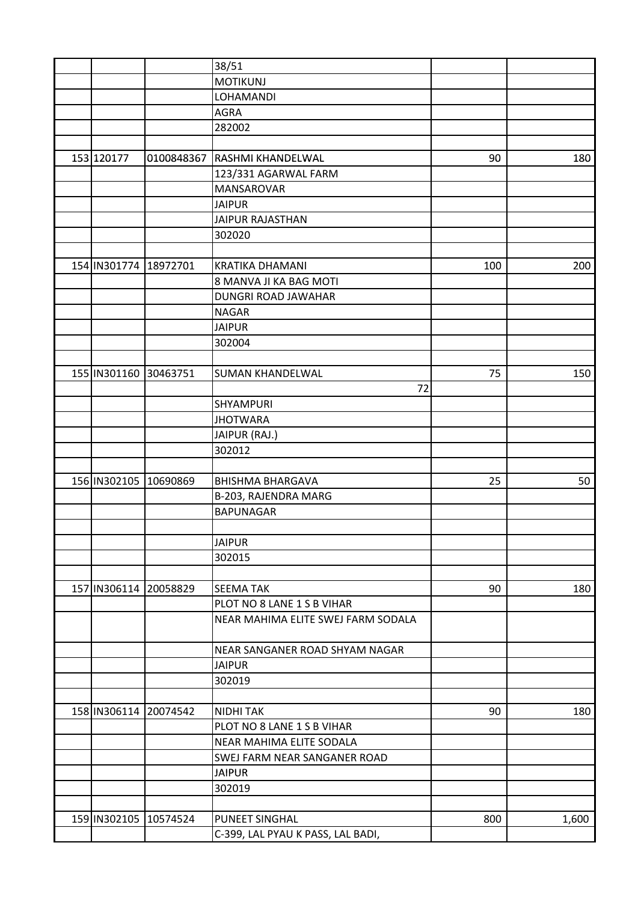| | | | | | |
|---|---|---|---|---|---|
| | | | 38/51 | | |
| | | | MOTIKUNJ | | |
| | | | LOHAMANDI | | |
| | | | AGRA | | |
| | | | 282002 | | |
| | | | | | |
| 153 | 120177 | 0100848367 | RASHMI KHANDELWAL | 90 | 180 |
| | | | 123/331 AGARWAL FARM | | |
| | | | MANSAROVAR | | |
| | | | JAIPUR | | |
| | | | JAIPUR RAJASTHAN | | |
| | | | 302020 | | |
| | | | | | |
| 154 | IN301774 | 18972701 | KRATIKA DHAMANI | 100 | 200 |
| | | | 8 MANVA JI KA BAG MOTI | | |
| | | | DUNGRI ROAD JAWAHAR | | |
| | | | NAGAR | | |
| | | | JAIPUR | | |
| | | | 302004 | | |
| | | | | | |
| 155 | IN301160 | 30463751 | SUMAN KHANDELWAL | 75 | 150 |
| | | | 72 | | |
| | | | SHYAMPURI | | |
| | | | JHOTWARA | | |
| | | | JAIPUR (RAJ.) | | |
| | | | 302012 | | |
| | | | | | |
| 156 | IN302105 | 10690869 | BHISHMA BHARGAVA | 25 | 50 |
| | | | B-203, RAJENDRA MARG | | |
| | | | BAPUNAGAR | | |
| | | | | | |
| | | | JAIPUR | | |
| | | | 302015 | | |
| | | | | | |
| 157 | IN306114 | 20058829 | SEEMA TAK | 90 | 180 |
| | | | PLOT NO 8 LANE 1 S B VIHAR | | |
| | | | NEAR MAHIMA ELITE SWEJ FARM SODALA | | |
| | | | NEAR SANGANER ROAD SHYAM NAGAR | | |
| | | | JAIPUR | | |
| | | | 302019 | | |
| | | | | | |
| 158 | IN306114 | 20074542 | NIDHI TAK | 90 | 180 |
| | | | PLOT NO 8 LANE 1 S B VIHAR | | |
| | | | NEAR MAHIMA ELITE SODALA | | |
| | | | SWEJ FARM NEAR SANGANER ROAD | | |
| | | | JAIPUR | | |
| | | | 302019 | | |
| | | | | | |
| 159 | IN302105 | 10574524 | PUNEET SINGHAL | 800 | 1,600 |
| | | | C-399, LAL PYAU K PASS, LAL BADI, | | |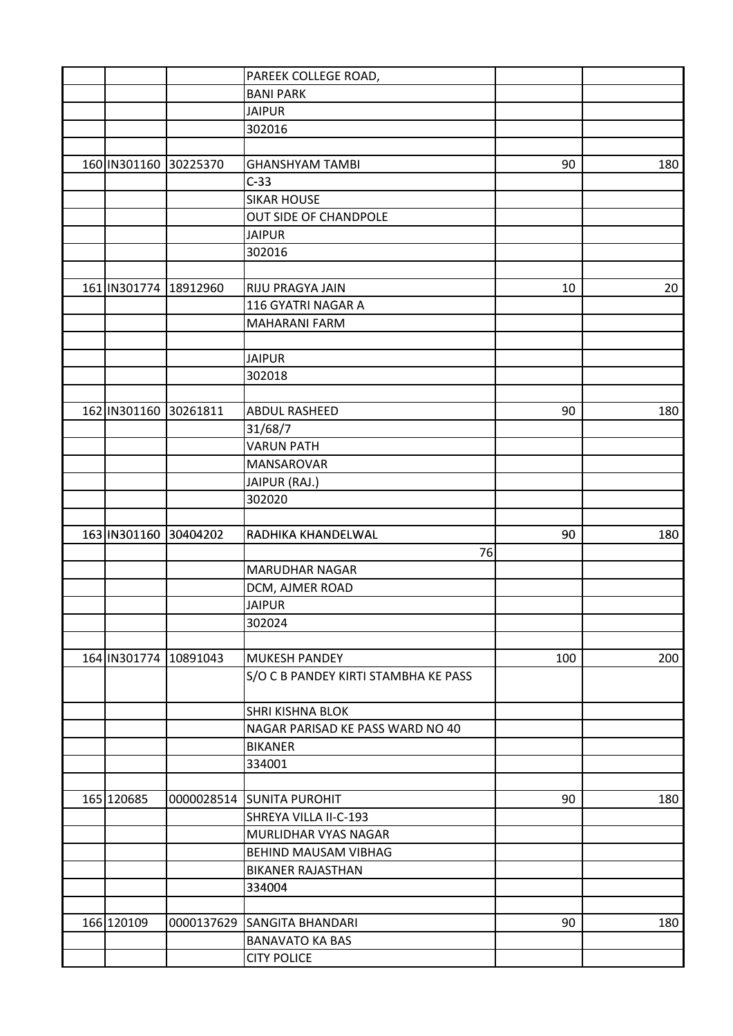| | | | | | |
|---|---|---|---|---|---|
| | | | PAREEK COLLEGE ROAD, | | |
| | | | BANI PARK | | |
| | | | JAIPUR | | |
| | | | 302016 | | |
| | | | | | |
| 160 | IN301160 | 30225370 | GHANSHYAM TAMBI | 90 | 180 |
| | | | C-33 | | |
| | | | SIKAR HOUSE | | |
| | | | OUT SIDE OF CHANDPOLE | | |
| | | | JAIPUR | | |
| | | | 302016 | | |
| | | | | | |
| 161 | IN301774 | 18912960 | RIJU PRAGYA JAIN | 10 | 20 |
| | | | 116 GYATRI NAGAR A | | |
| | | | MAHARANI FARM | | |
| | | | | | |
| | | | JAIPUR | | |
| | | | 302018 | | |
| | | | | | |
| 162 | IN301160 | 30261811 | ABDUL RASHEED | 90 | 180 |
| | | | 31/68/7 | | |
| | | | VARUN PATH | | |
| | | | MANSAROVAR | | |
| | | | JAIPUR (RAJ.) | | |
| | | | 302020 | | |
| | | | | | |
| 163 | IN301160 | 30404202 | RADHIKA KHANDELWAL | 90 | 180 |
| | | | 76 | | |
| | | | MARUDHAR NAGAR | | |
| | | | DCM, AJMER ROAD | | |
| | | | JAIPUR | | |
| | | | 302024 | | |
| | | | | | |
| 164 | IN301774 | 10891043 | MUKESH PANDEY | 100 | 200 |
| | | | S/O C B PANDEY KIRTI STAMBHA KE PASS | | |
| | | | SHRI KISHNA BLOK | | |
| | | | NAGAR PARISAD KE PASS WARD NO 40 | | |
| | | | BIKANER | | |
| | | | 334001 | | |
| | | | | | |
| 165 | 120685 | 0000028514 | SUNITA PUROHIT | 90 | 180 |
| | | | SHREYA VILLA II-C-193 | | |
| | | | MURLIDHAR VYAS NAGAR | | |
| | | | BEHIND MAUSAM VIBHAG | | |
| | | | BIKANER RAJASTHAN | | |
| | | | 334004 | | |
| | | | | | |
| 166 | 120109 | 0000137629 | SANGITA BHANDARI | 90 | 180 |
| | | | BANAVATO KA BAS | | |
| | | | CITY POLICE | | |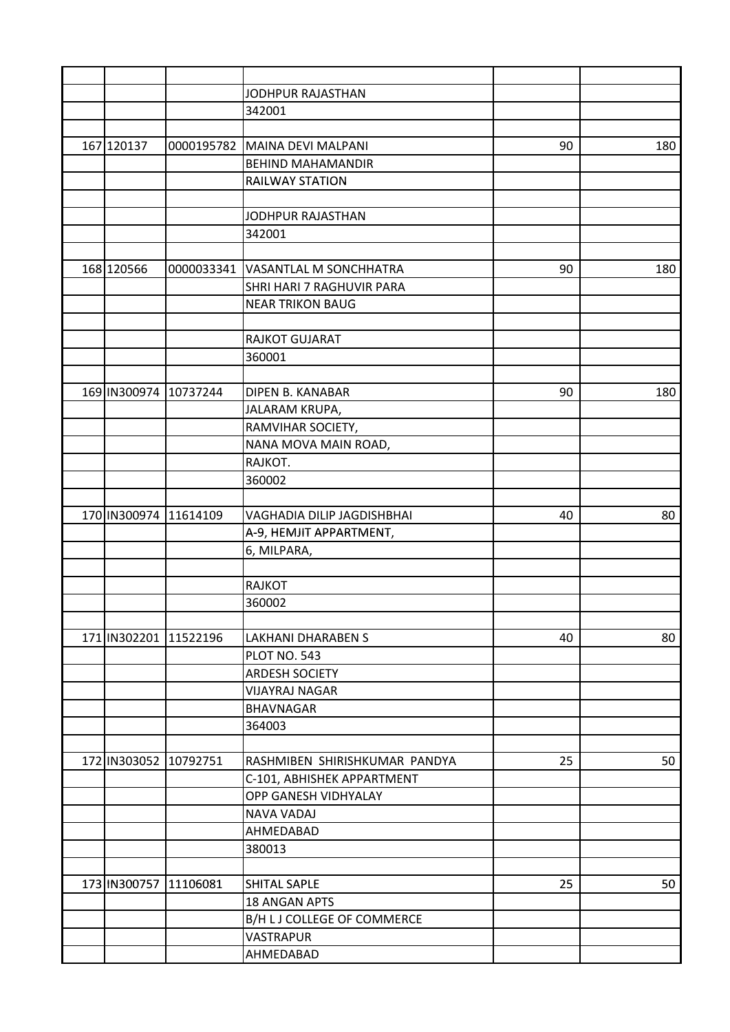| | | | | | |
|---|---|---|---|---|---|
| | | | JODHPUR RAJASTHAN | | |
| | | | 342001 | | |
| | | | | | |
| 167 | 120137 | 0000195782 | MAINA DEVI MALPANI | 90 | 180 |
| | | | BEHIND MAHAMANDIR | | |
| | | | RAILWAY STATION | | |
| | | | | | |
| | | | JODHPUR RAJASTHAN | | |
| | | | 342001 | | |
| | | | | | |
| 168 | 120566 | 0000033341 | VASANTLAL M SONCHHATRA | 90 | 180 |
| | | | SHRI HARI 7 RAGHUVIR PARA | | |
| | | | NEAR TRIKON BAUG | | |
| | | | | | |
| | | | RAJKOT GUJARAT | | |
| | | | 360001 | | |
| | | | | | |
| 169 | IN300974 | 10737244 | DIPEN B. KANABAR | 90 | 180 |
| | | | JALARAM KRUPA, | | |
| | | | RAMVIHAR SOCIETY, | | |
| | | | NANA MOVA MAIN ROAD, | | |
| | | | RAJKOT. | | |
| | | | 360002 | | |
| | | | | | |
| 170 | IN300974 | 11614109 | VAGHADIA DILIP JAGDISHBHAI | 40 | 80 |
| | | | A-9, HEMJIT APPARTMENT, | | |
| | | | 6, MILPARA, | | |
| | | | | | |
| | | | RAJKOT | | |
| | | | 360002 | | |
| | | | | | |
| 171 | IN302201 | 11522196 | LAKHANI DHARABEN S | 40 | 80 |
| | | | PLOT NO. 543 | | |
| | | | ARDESH SOCIETY | | |
| | | | VIJAYRAJ NAGAR | | |
| | | | BHAVNAGAR | | |
| | | | 364003 | | |
| | | | | | |
| 172 | IN303052 | 10792751 | RASHMIBEN SHIRISHKUMAR PANDYA | 25 | 50 |
| | | | C-101, ABHISHEK APPARTMENT | | |
| | | | OPP GANESH VIDHYALAY | | |
| | | | NAVA VADAJ | | |
| | | | AHMEDABAD | | |
| | | | 380013 | | |
| | | | | | |
| 173 | IN300757 | 11106081 | SHITAL SAPLE | 25 | 50 |
| | | | 18 ANGAN APTS | | |
| | | | B/H L J COLLEGE OF COMMERCE | | |
| | | | VASTRAPUR | | |
| | | | AHMEDABAD | | |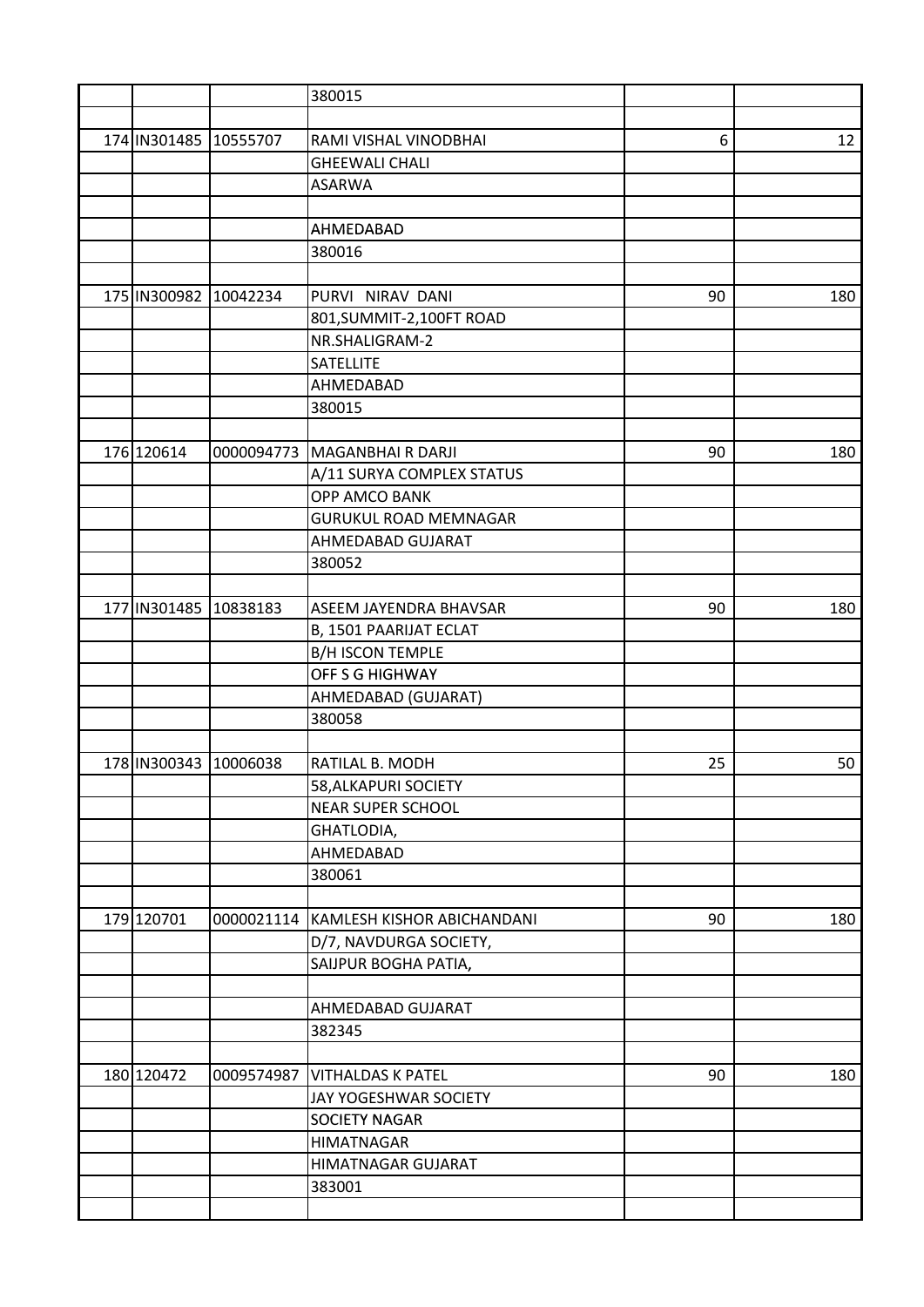| | | | | | |
|---|---|---|---|---|---|
| | | | 380015 | | |
| | | | | | |
| 174 | IN301485 | 10555707 | RAMI VISHAL VINODBHAI | 6 | 12 |
| | | | GHEEWALI CHALI | | |
| | | | ASARWA | | |
| | | | | | |
| | | | AHMEDABAD | | |
| | | | 380016 | | |
| | | | | | |
| 175 | IN300982 | 10042234 | PURVI NIRAV DANI | 90 | 180 |
| | | | 801,SUMMIT-2,100FT ROAD | | |
| | | | NR.SHALIGRAM-2 | | |
| | | | SATELLITE | | |
| | | | AHMEDABAD | | |
| | | | 380015 | | |
| | | | | | |
| 176 | 120614 | 0000094773 | MAGANBHAI R DARJI | 90 | 180 |
| | | | A/11 SURYA COMPLEX STATUS | | |
| | | | OPP AMCO BANK | | |
| | | | GURUKUL ROAD MEMNAGAR | | |
| | | | AHMEDABAD GUJARAT | | |
| | | | 380052 | | |
| | | | | | |
| 177 | IN301485 | 10838183 | ASEEM JAYENDRA BHAVSAR | 90 | 180 |
| | | | B, 1501 PAARIJAT ECLAT | | |
| | | | B/H ISCON TEMPLE | | |
| | | | OFF S G HIGHWAY | | |
| | | | AHMEDABAD (GUJARAT) | | |
| | | | 380058 | | |
| | | | | | |
| 178 | IN300343 | 10006038 | RATILAL B. MODH | 25 | 50 |
| | | | 58,ALKAPURI SOCIETY | | |
| | | | NEAR SUPER SCHOOL | | |
| | | | GHATLODIA, | | |
| | | | AHMEDABAD | | |
| | | | 380061 | | |
| | | | | | |
| 179 | 120701 | 0000021114 | KAMLESH KISHOR ABICHANDANI | 90 | 180 |
| | | | D/7, NAVDURGA SOCIETY, | | |
| | | | SAIJPUR BOGHA PATIA, | | |
| | | | | | |
| | | | AHMEDABAD GUJARAT | | |
| | | | 382345 | | |
| | | | | | |
| 180 | 120472 | 0009574987 | VITHALDAS K PATEL | 90 | 180 |
| | | | JAY YOGESHWAR SOCIETY | | |
| | | | SOCIETY NAGAR | | |
| | | | HIMATNAGAR | | |
| | | | HIMATNAGAR GUJARAT | | |
| | | | 383001 | | |
| | | | | | |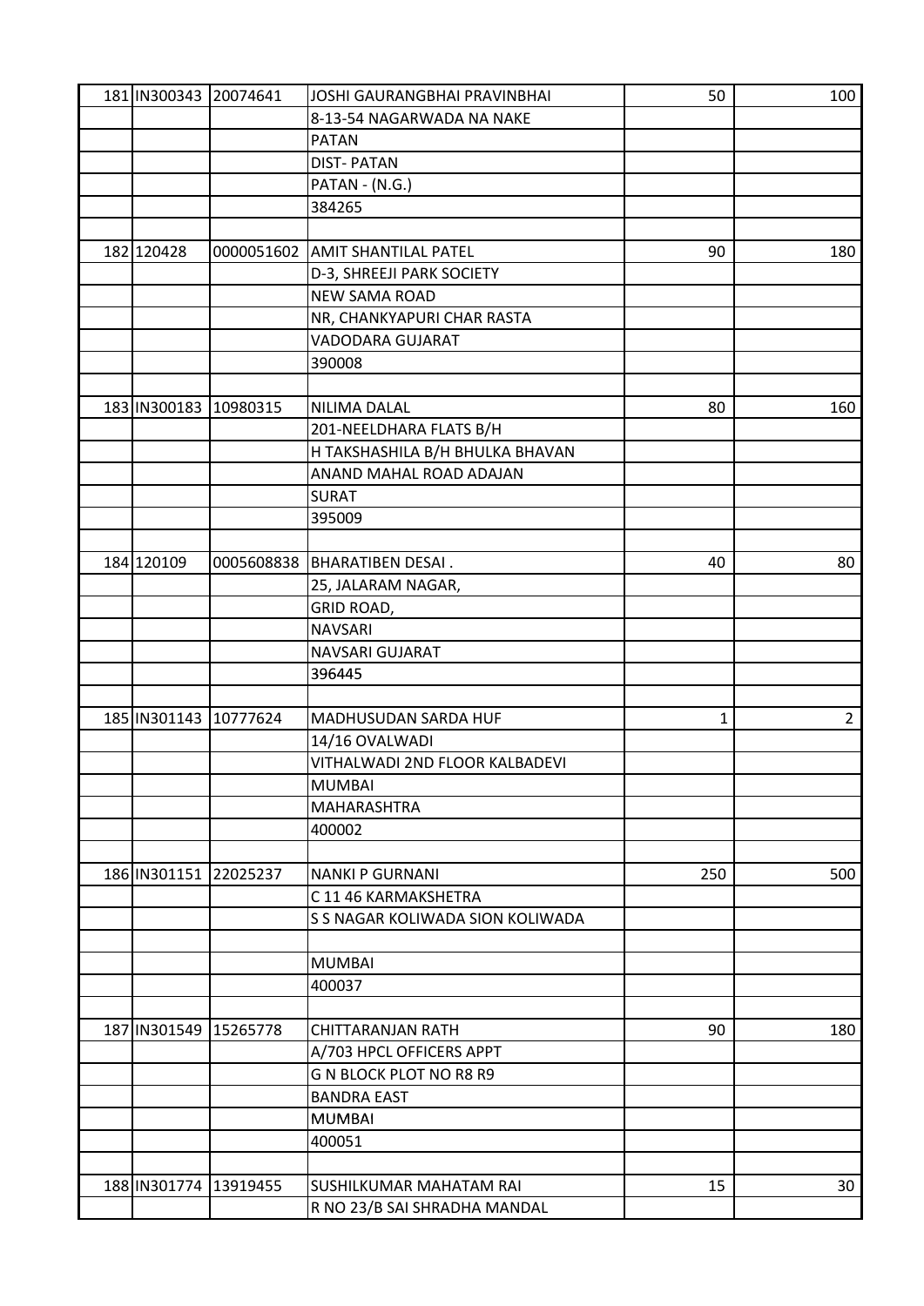| | | | | |
|---|---|---|---|---|
| 181 | IN300343 | 20074641 | JOSHI GAURANGBHAI PRAVINBHAI | 50 | 100 |
| | | | 8-13-54 NAGARWADA NA NAKE | | |
| | | | PATAN | | |
| | | | DIST- PATAN | | |
| | | | PATAN - (N.G.) | | |
| | | | 384265 | | |
| | | | | | |
| 182 | 120428 | 0000051602 | AMIT SHANTILAL PATEL | 90 | 180 |
| | | | D-3, SHREEJI PARK SOCIETY | | |
| | | | NEW SAMA ROAD | | |
| | | | NR, CHANKYAPURI CHAR RASTA | | |
| | | | VADODARA GUJARAT | | |
| | | | 390008 | | |
| | | | | | |
| 183 | IN300183 | 10980315 | NILIMA DALAL | 80 | 160 |
| | | | 201-NEELDHARA FLATS B/H | | |
| | | | H TAKSHASHILA B/H BHULKA BHAVAN | | |
| | | | ANAND MAHAL ROAD ADAJAN | | |
| | | | SURAT | | |
| | | | 395009 | | |
| | | | | | |
| 184 | 120109 | 0005608838 | BHARATIBEN DESAI . | 40 | 80 |
| | | | 25, JALARAM NAGAR, | | |
| | | | GRID ROAD, | | |
| | | | NAVSARI | | |
| | | | NAVSARI GUJARAT | | |
| | | | 396445 | | |
| | | | | | |
| 185 | IN301143 | 10777624 | MADHUSUDAN SARDA HUF | 1 | 2 |
| | | | 14/16 OVALWADI | | |
| | | | VITHALWADI 2ND FLOOR KALBADEVI | | |
| | | | MUMBAI | | |
| | | | MAHARASHTRA | | |
| | | | 400002 | | |
| | | | | | |
| 186 | IN301151 | 22025237 | NANKI P GURNANI | 250 | 500 |
| | | | C 11 46 KARMAKSHETRA | | |
| | | | S S NAGAR KOLIWADA SION KOLIWADA | | |
| | | | | | |
| | | | MUMBAI | | |
| | | | 400037 | | |
| | | | | | |
| 187 | IN301549 | 15265778 | CHITTARANJAN RATH | 90 | 180 |
| | | | A/703 HPCL OFFICERS APPT | | |
| | | | G N BLOCK PLOT NO R8 R9 | | |
| | | | BANDRA EAST | | |
| | | | MUMBAI | | |
| | | | 400051 | | |
| | | | | | |
| 188 | IN301774 | 13919455 | SUSHILKUMAR MAHATAM RAI | 15 | 30 |
| | | | R NO 23/B SAI SHRADHA MANDAL | | |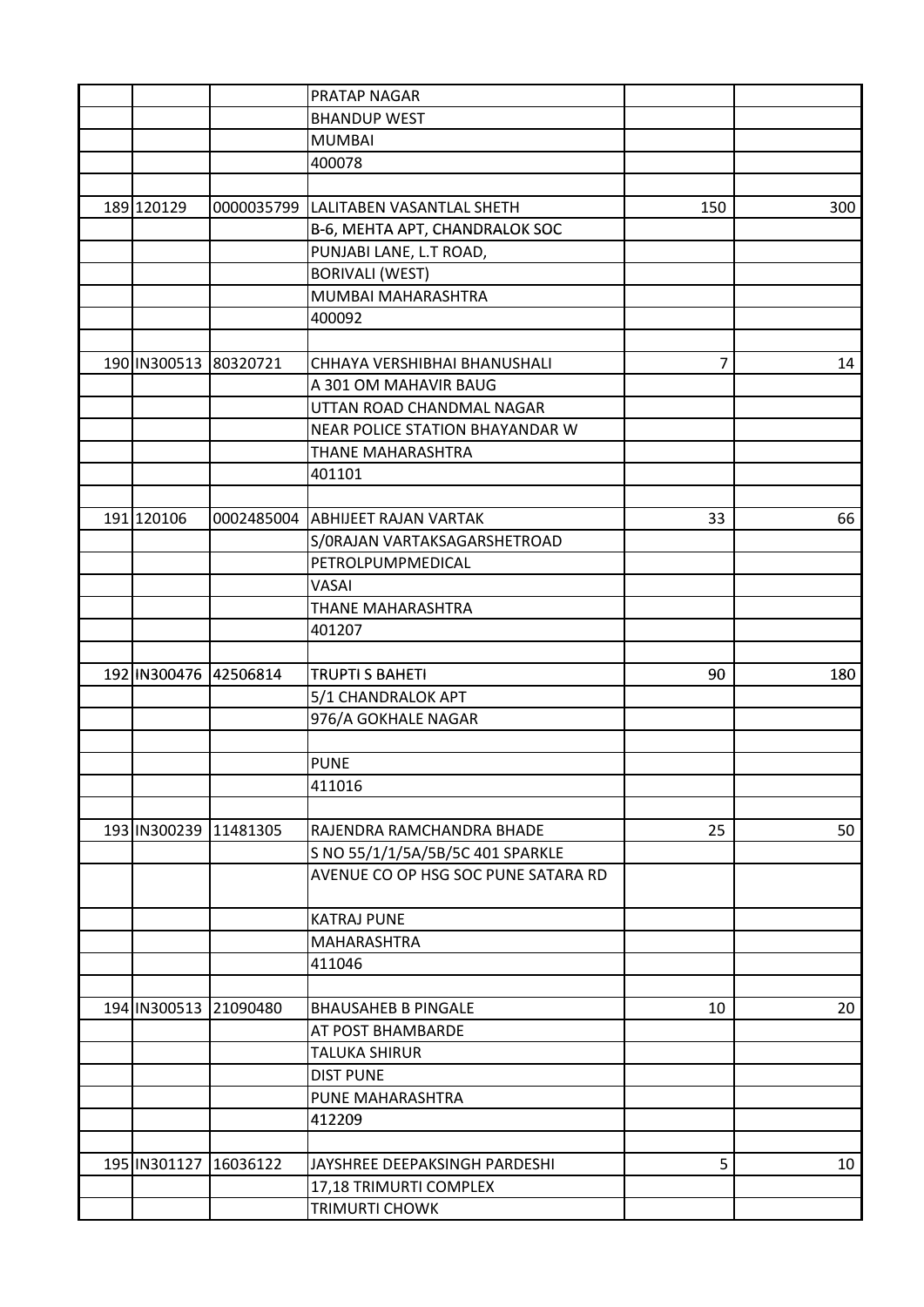| | | | | | |
|---|---|---|---|---|---|
| | | | PRATAP NAGAR | | |
| | | | BHANDUP WEST | | |
| | | | MUMBAI | | |
| | | | 400078 | | |
| | | | | | |
| 189 | 120129 | 0000035799 | LALITABEN VASANTLAL SHETH | 150 | 300 |
| | | | B-6, MEHTA APT, CHANDRALOK SOC | | |
| | | | PUNJABI LANE, L.T ROAD, | | |
| | | | BORIVALI (WEST) | | |
| | | | MUMBAI MAHARASHTRA | | |
| | | | 400092 | | |
| | | | | | |
| 190 | IN300513 | 80320721 | CHHAYA VERSHIBHAI BHANUSHALI | 7 | 14 |
| | | | A 301 OM MAHAVIR BAUG | | |
| | | | UTTAN ROAD CHANDMAL NAGAR | | |
| | | | NEAR POLICE STATION BHAYANDAR W | | |
| | | | THANE MAHARASHTRA | | |
| | | | 401101 | | |
| | | | | | |
| 191 | 120106 | 0002485004 | ABHIJEET RAJAN VARTAK | 33 | 66 |
| | | | S/0RAJAN VARTAKSAGARSHETROAD | | |
| | | | PETROLPUMPMEDICAL | | |
| | | | VASAI | | |
| | | | THANE MAHARASHTRA | | |
| | | | 401207 | | |
| | | | | | |
| 192 | IN300476 | 42506814 | TRUPTI S BAHETI | 90 | 180 |
| | | | 5/1 CHANDRALOK APT | | |
| | | | 976/A GOKHALE NAGAR | | |
| | | | | | |
| | | | PUNE | | |
| | | | 411016 | | |
| | | | | | |
| 193 | IN300239 | 11481305 | RAJENDRA RAMCHANDRA BHADE | 25 | 50 |
| | | | S NO 55/1/1/5A/5B/5C 401 SPARKLE | | |
| | | | AVENUE CO OP HSG SOC PUNE SATARA RD | | |
| | | | KATRAJ PUNE | | |
| | | | MAHARASHTRA | | |
| | | | 411046 | | |
| | | | | | |
| 194 | IN300513 | 21090480 | BHAUSAHEB B PINGALE | 10 | 20 |
| | | | AT POST BHAMBARDE | | |
| | | | TALUKA SHIRUR | | |
| | | | DIST PUNE | | |
| | | | PUNE MAHARASHTRA | | |
| | | | 412209 | | |
| | | | | | |
| 195 | IN301127 | 16036122 | JAYSHREE DEEPAKSINGH PARDESHI | 5 | 10 |
| | | | 17,18 TRIMURTI COMPLEX | | |
| | | | TRIMURTI CHOWK | | |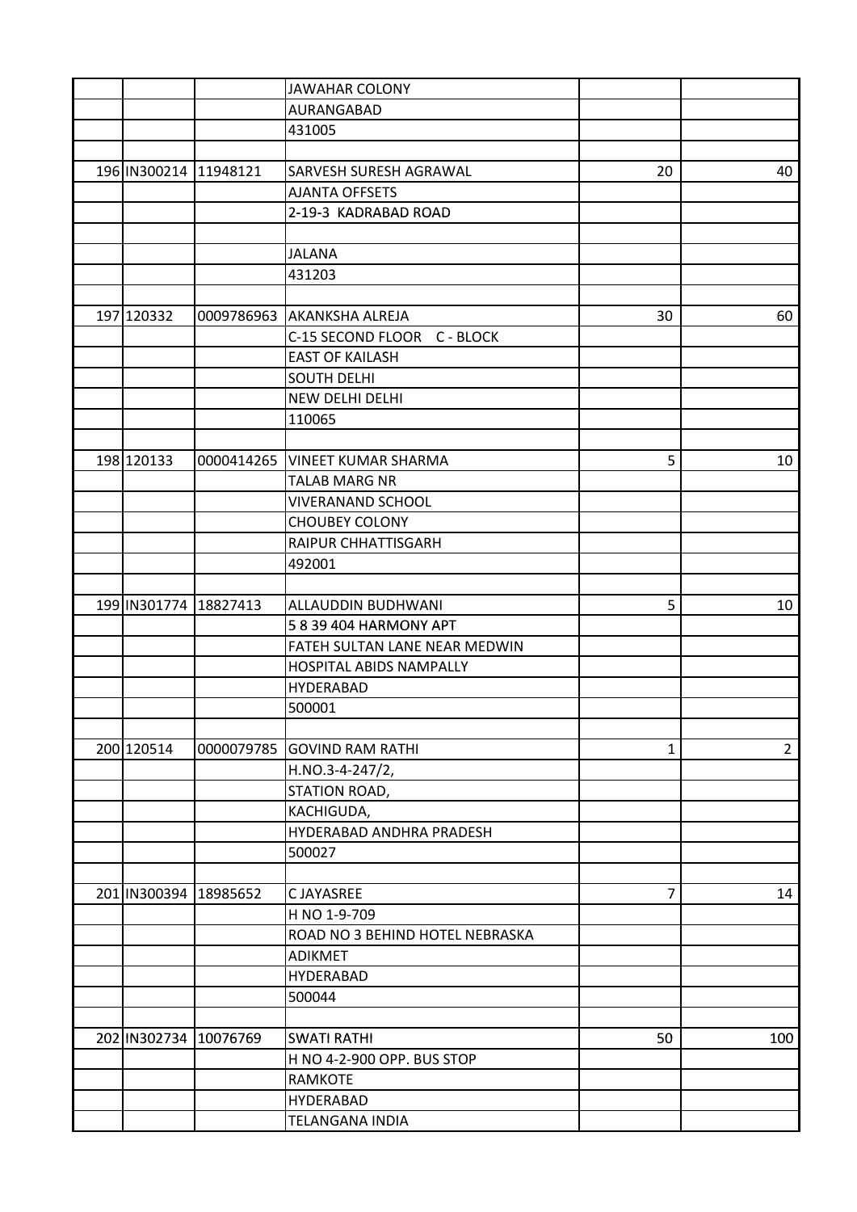| | | | | | |
|---|---|---|---|---|---|
| | | | JAWAHAR COLONY | | |
| | | | AURANGABAD | | |
| | | | 431005 | | |
| | | | | | |
| 196 | IN300214 | 11948121 | SARVESH SURESH AGRAWAL | 20 | 40 |
| | | | AJANTA OFFSETS | | |
| | | | 2-19-3 KADRABAD ROAD | | |
| | | | | | |
| | | | JALANA | | |
| | | | 431203 | | |
| | | | | | |
| 197 | 120332 | 0009786963 | AKANKSHA ALREJA | 30 | 60 |
| | | | C-15 SECOND FLOOR C - BLOCK | | |
| | | | EAST OF KAILASH | | |
| | | | SOUTH DELHI | | |
| | | | NEW DELHI DELHI | | |
| | | | 110065 | | |
| | | | | | |
| 198 | 120133 | 0000414265 | VINEET KUMAR SHARMA | 5 | 10 |
| | | | TALAB MARG NR | | |
| | | | VIVERANAND SCHOOL | | |
| | | | CHOUBEY COLONY | | |
| | | | RAIPUR CHHATTISGARH | | |
| | | | 492001 | | |
| | | | | | |
| 199 | IN301774 | 18827413 | ALLAUDDIN BUDHWANI | 5 | 10 |
| | | | 5 8 39 404 HARMONY APT | | |
| | | | FATEH SULTAN LANE NEAR MEDWIN | | |
| | | | HOSPITAL ABIDS NAMPALLY | | |
| | | | HYDERABAD | | |
| | | | 500001 | | |
| | | | | | |
| 200 | 120514 | 0000079785 | GOVIND RAM RATHI | 1 | 2 |
| | | | H.NO.3-4-247/2, | | |
| | | | STATION ROAD, | | |
| | | | KACHIGUDA, | | |
| | | | HYDERABAD ANDHRA PRADESH | | |
| | | | 500027 | | |
| | | | | | |
| 201 | IN300394 | 18985652 | C JAYASREE | 7 | 14 |
| | | | H NO 1-9-709 | | |
| | | | ROAD NO 3 BEHIND HOTEL NEBRASKA | | |
| | | | ADIKMET | | |
| | | | HYDERABAD | | |
| | | | 500044 | | |
| | | | | | |
| 202 | IN302734 | 10076769 | SWATI RATHI | 50 | 100 |
| | | | H NO 4-2-900 OPP. BUS STOP | | |
| | | | RAMKOTE | | |
| | | | HYDERABAD | | |
| | | | TELANGANA INDIA | | |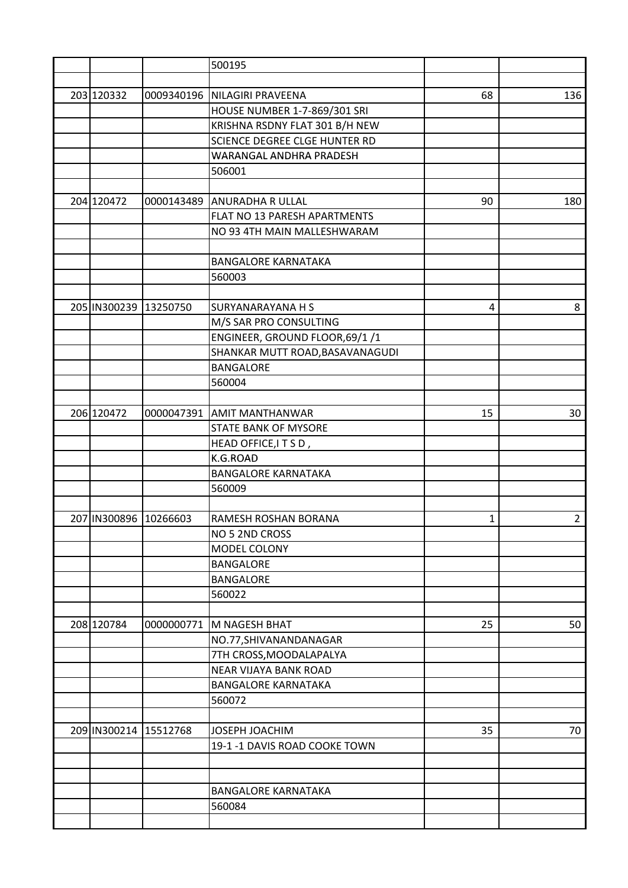| | | | | | |
|---|---|---|---|---|---|
| | | | 500195 | | |
| | | | | | |
| 203 | 120332 | 0009340196 | NILAGIRI PRAVEENA | 68 | 136 |
| | | | HOUSE NUMBER 1-7-869/301 SRI | | |
| | | | KRISHNA RSDNY FLAT 301 B/H NEW | | |
| | | | SCIENCE DEGREE CLGE HUNTER RD | | |
| | | | WARANGAL ANDHRA PRADESH | | |
| | | | 506001 | | |
| | | | | | |
| 204 | 120472 | 0000143489 | ANURADHA R ULLAL | 90 | 180 |
| | | | FLAT NO 13 PARESH APARTMENTS | | |
| | | | NO 93 4TH MAIN MALLESHWARAM | | |
| | | | | | |
| | | | BANGALORE KARNATAKA | | |
| | | | 560003 | | |
| | | | | | |
| 205 | IN300239 | 13250750 | SURYANARAYANA H S | 4 | 8 |
| | | | M/S SAR PRO CONSULTING | | |
| | | | ENGINEER, GROUND FLOOR,69/1 /1 | | |
| | | | SHANKAR MUTT ROAD,BASAVANAGUDI | | |
| | | | BANGALORE | | |
| | | | 560004 | | |
| | | | | | |
| 206 | 120472 | 0000047391 | AMIT MANTHANWAR | 15 | 30 |
| | | | STATE BANK OF MYSORE | | |
| | | | HEAD OFFICE,I T S D , | | |
| | | | K.G.ROAD | | |
| | | | BANGALORE KARNATAKA | | |
| | | | 560009 | | |
| | | | | | |
| 207 | IN300896 | 10266603 | RAMESH ROSHAN BORANA | 1 | 2 |
| | | | NO 5 2ND CROSS | | |
| | | | MODEL COLONY | | |
| | | | BANGALORE | | |
| | | | BANGALORE | | |
| | | | 560022 | | |
| | | | | | |
| 208 | 120784 | 0000000771 | M NAGESH BHAT | 25 | 50 |
| | | | NO.77,SHIVANANDANAGAR | | |
| | | | 7TH CROSS,MOODALAPALYA | | |
| | | | NEAR VIJAYA BANK ROAD | | |
| | | | BANGALORE KARNATAKA | | |
| | | | 560072 | | |
| | | | | | |
| 209 | IN300214 | 15512768 | JOSEPH JOACHIM | 35 | 70 |
| | | | 19-1 -1 DAVIS ROAD COOKE TOWN | | |
| | | | | | |
| | | | | | |
| | | | BANGALORE KARNATAKA | | |
| | | | 560084 | | |
| | | | | | |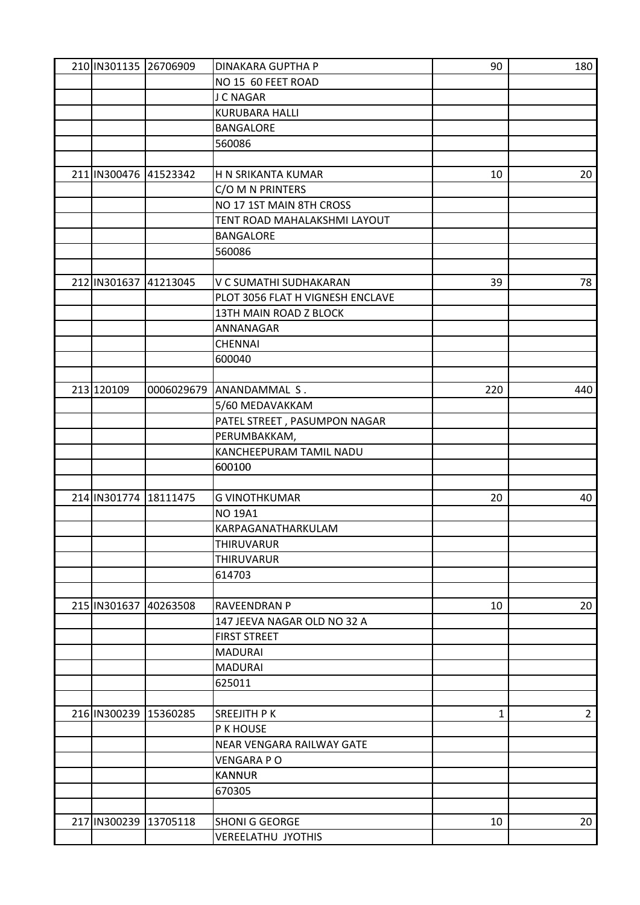|  |  |  |  |  |  |
|---|---|---|---|---|---|
| 210 | IN301135 | 26706909 | DINAKARA GUPTHA P | 90 | 180 |
|  |  |  | NO 15 60 FEET ROAD |  |  |
|  |  |  | J C NAGAR |  |  |
|  |  |  | KURUBARA HALLI |  |  |
|  |  |  | BANGALORE |  |  |
|  |  |  | 560086 |  |  |
|  |  |  |  |  |  |
| 211 | IN300476 | 41523342 | H N SRIKANTA KUMAR | 10 | 20 |
|  |  |  | C/O M N PRINTERS |  |  |
|  |  |  | NO 17 1ST MAIN 8TH CROSS |  |  |
|  |  |  | TENT ROAD MAHALAKSHMI LAYOUT |  |  |
|  |  |  | BANGALORE |  |  |
|  |  |  | 560086 |  |  |
|  |  |  |  |  |  |
| 212 | IN301637 | 41213045 | V C SUMATHI SUDHAKARAN | 39 | 78 |
|  |  |  | PLOT 3056 FLAT H VIGNESH ENCLAVE |  |  |
|  |  |  | 13TH MAIN ROAD Z BLOCK |  |  |
|  |  |  | ANNANAGAR |  |  |
|  |  |  | CHENNAI |  |  |
|  |  |  | 600040 |  |  |
|  |  |  |  |  |  |
| 213 | 120109 | 0006029679 | ANANDAMMAL S . | 220 | 440 |
|  |  |  | 5/60 MEDAVAKKAM |  |  |
|  |  |  | PATEL STREET , PASUMPON NAGAR |  |  |
|  |  |  | PERUMBAKKAM, |  |  |
|  |  |  | KANCHEEPURAM TAMIL NADU |  |  |
|  |  |  | 600100 |  |  |
|  |  |  |  |  |  |
| 214 | IN301774 | 18111475 | G VINOTHKUMAR | 20 | 40 |
|  |  |  | NO 19A1 |  |  |
|  |  |  | KARPAGANATHARKULAM |  |  |
|  |  |  | THIRUVARUR |  |  |
|  |  |  | THIRUVARUR |  |  |
|  |  |  | 614703 |  |  |
|  |  |  |  |  |  |
| 215 | IN301637 | 40263508 | RAVEENDRAN P | 10 | 20 |
|  |  |  | 147 JEEVA NAGAR OLD NO 32 A |  |  |
|  |  |  | FIRST STREET |  |  |
|  |  |  | MADURAI |  |  |
|  |  |  | MADURAI |  |  |
|  |  |  | 625011 |  |  |
|  |  |  |  |  |  |
| 216 | IN300239 | 15360285 | SREEJITH P K | 1 | 2 |
|  |  |  | P K HOUSE |  |  |
|  |  |  | NEAR VENGARA RAILWAY GATE |  |  |
|  |  |  | VENGARA P O |  |  |
|  |  |  | KANNUR |  |  |
|  |  |  | 670305 |  |  |
|  |  |  |  |  |  |
| 217 | IN300239 | 13705118 | SHONI G GEORGE | 10 | 20 |
|  |  |  | VEREELATHU JYOTHIS |  |  |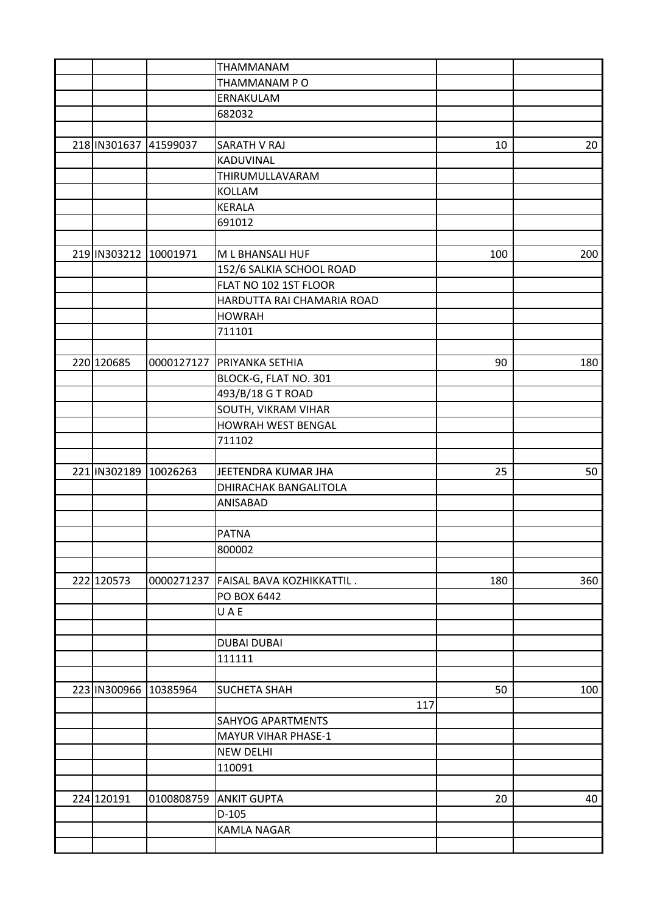| | | | | | |
|---|---|---|---|---|---|
| | | | THAMMANAM | | |
| | | | THAMMANAM P O | | |
| | | | ERNAKULAM | | |
| | | | 682032 | | |
| | | | | | |
| 218 | IN301637 | 41599037 | SARATH V RAJ | 10 | 20 |
| | | | KADUVINAL | | |
| | | | THIRUMULLAVARAM | | |
| | | | KOLLAM | | |
| | | | KERALA | | |
| | | | 691012 | | |
| | | | | | |
| 219 | IN303212 | 10001971 | M L BHANSALI HUF | 100 | 200 |
| | | | 152/6 SALKIA SCHOOL ROAD | | |
| | | | FLAT NO 102 1ST FLOOR | | |
| | | | HARDUTTA RAI CHAMARIA ROAD | | |
| | | | HOWRAH | | |
| | | | 711101 | | |
| | | | | | |
| 220 | 120685 | 0000127127 | PRIYANKA SETHIA | 90 | 180 |
| | | | BLOCK-G, FLAT NO. 301 | | |
| | | | 493/B/18 G T ROAD | | |
| | | | SOUTH, VIKRAM VIHAR | | |
| | | | HOWRAH WEST BENGAL | | |
| | | | 711102 | | |
| | | | | | |
| 221 | IN302189 | 10026263 | JEETENDRA KUMAR JHA | 25 | 50 |
| | | | DHIRACHAK BANGALITOLA | | |
| | | | ANISABAD | | |
| | | | | | |
| | | | PATNA | | |
| | | | 800002 | | |
| | | | | | |
| 222 | 120573 | 0000271237 | FAISAL BAVA KOZHIKKATTIL . | 180 | 360 |
| | | | PO BOX 6442 | | |
| | | | U A E | | |
| | | | | | |
| | | | DUBAI DUBAI | | |
| | | | 111111 | | |
| | | | | | |
| 223 | IN300966 | 10385964 | SUCHETA SHAH | 50 | 100 |
| | | | 117 | | |
| | | | SAHYOG APARTMENTS | | |
| | | | MAYUR VIHAR PHASE-1 | | |
| | | | NEW DELHI | | |
| | | | 110091 | | |
| | | | | | |
| 224 | 120191 | 0100808759 | ANKIT GUPTA | 20 | 40 |
| | | | D-105 | | |
| | | | KAMLA NAGAR | | |
| | | | | | |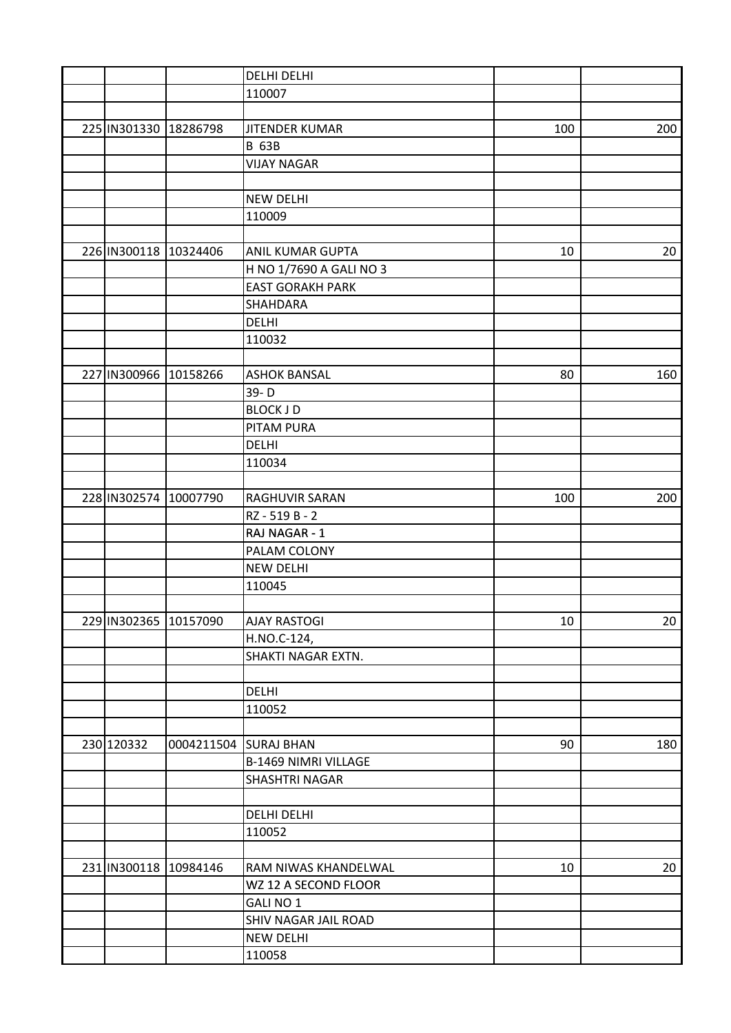| | | | | | |
|---|---|---|---|---|---|
| | | | DELHI DELHI | | |
| | | | 110007 | | |
| | | | | | |
| 225 | IN301330 | 18286798 | JITENDER KUMAR | 100 | 200 |
| | | | B 63B | | |
| | | | VIJAY NAGAR | | |
| | | | | | |
| | | | NEW DELHI | | |
| | | | 110009 | | |
| | | | | | |
| 226 | IN300118 | 10324406 | ANIL KUMAR GUPTA | 10 | 20 |
| | | | H NO 1/7690 A GALI NO 3 | | |
| | | | EAST GORAKH PARK | | |
| | | | SHAHDARA | | |
| | | | DELHI | | |
| | | | 110032 | | |
| | | | | | |
| 227 | IN300966 | 10158266 | ASHOK BANSAL | 80 | 160 |
| | | | 39- D | | |
| | | | BLOCK J D | | |
| | | | PITAM PURA | | |
| | | | DELHI | | |
| | | | 110034 | | |
| | | | | | |
| 228 | IN302574 | 10007790 | RAGHUVIR SARAN | 100 | 200 |
| | | | RZ - 519 B - 2 | | |
| | | | RAJ NAGAR - 1 | | |
| | | | PALAM COLONY | | |
| | | | NEW DELHI | | |
| | | | 110045 | | |
| | | | | | |
| 229 | IN302365 | 10157090 | AJAY RASTOGI | 10 | 20 |
| | | | H.NO.C-124, | | |
| | | | SHAKTI NAGAR EXTN. | | |
| | | | | | |
| | | | DELHI | | |
| | | | 110052 | | |
| | | | | | |
| 230 | 120332 | 0004211504 | SURAJ BHAN | 90 | 180 |
| | | | B-1469 NIMRI VILLAGE | | |
| | | | SHASHTRI NAGAR | | |
| | | | | | |
| | | | DELHI DELHI | | |
| | | | 110052 | | |
| | | | | | |
| 231 | IN300118 | 10984146 | RAM NIWAS KHANDELWAL | 10 | 20 |
| | | | WZ 12 A SECOND FLOOR | | |
| | | | GALI NO 1 | | |
| | | | SHIV NAGAR JAIL ROAD | | |
| | | | NEW DELHI | | |
| | | | 110058 | | |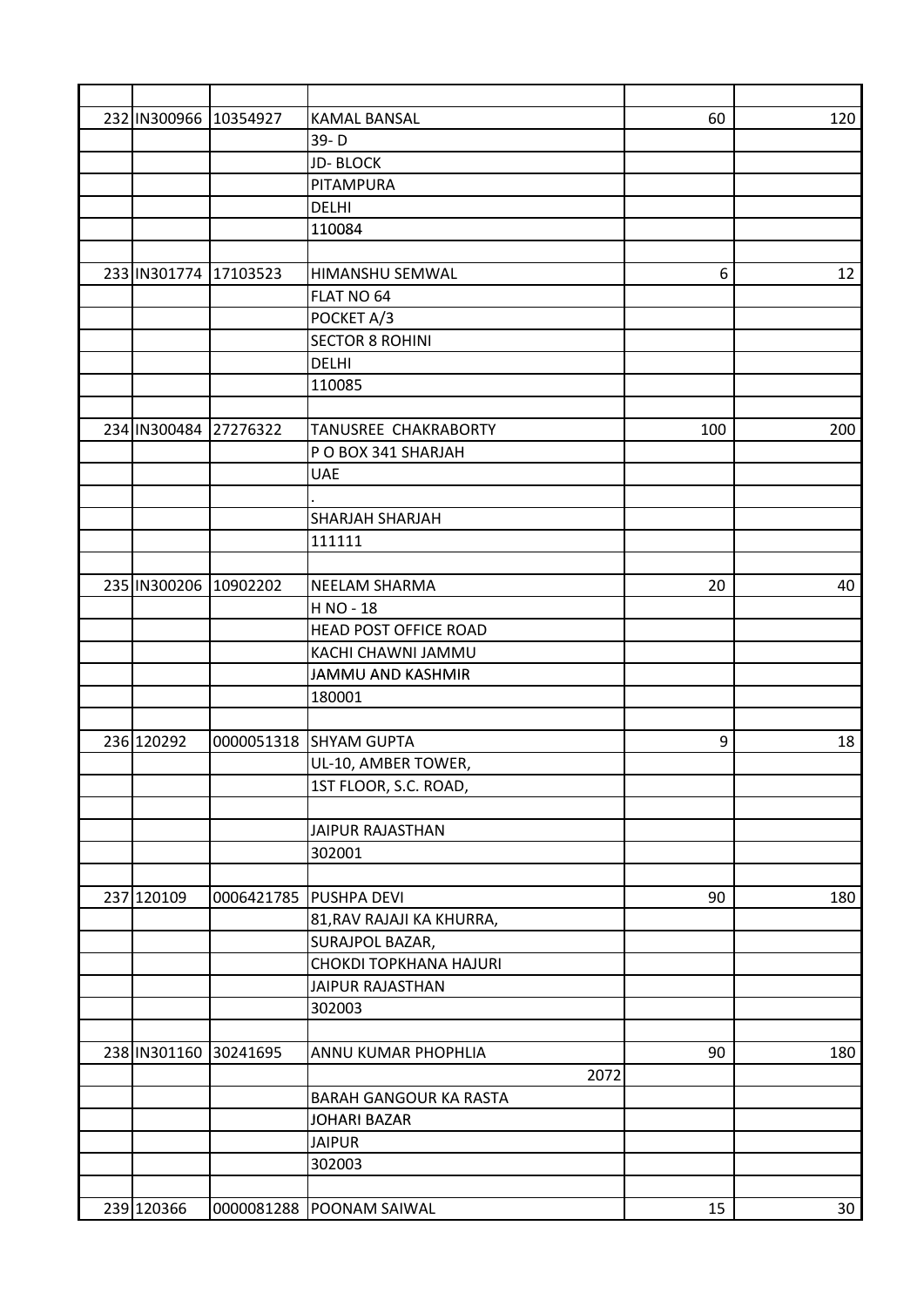| | | | | | |
|---|---|---|---|---|---|
| 232 | IN300966 | 10354927 | KAMAL BANSAL | 60 | 120 |
| | | | 39- D | | |
| | | | JD- BLOCK | | |
| | | | PITAMPURA | | |
| | | | DELHI | | |
| | | | 110084 | | |
| | | | | | |
| 233 | IN301774 | 17103523 | HIMANSHU SEMWAL | 6 | 12 |
| | | | FLAT NO 64 | | |
| | | | POCKET A/3 | | |
| | | | SECTOR 8 ROHINI | | |
| | | | DELHI | | |
| | | | 110085 | | |
| | | | | | |
| 234 | IN300484 | 27276322 | TANUSREE CHAKRABORTY | 100 | 200 |
| | | | P O BOX 341 SHARJAH | | |
| | | | UAE | | |
| | | | . | | |
| | | | SHARJAH SHARJAH | | |
| | | | 111111 | | |
| | | | | | |
| 235 | IN300206 | 10902202 | NEELAM SHARMA | 20 | 40 |
| | | | H NO - 18 | | |
| | | | HEAD POST OFFICE ROAD | | |
| | | | KACHI CHAWNI JAMMU | | |
| | | | JAMMU AND KASHMIR | | |
| | | | 180001 | | |
| | | | | | |
| 236 | 120292 | 0000051318 | SHYAM GUPTA | 9 | 18 |
| | | | UL-10, AMBER TOWER, | | |
| | | | 1ST FLOOR, S.C. ROAD, | | |
| | | | | | |
| | | | JAIPUR RAJASTHAN | | |
| | | | 302001 | | |
| | | | | | |
| 237 | 120109 | 0006421785 | PUSHPA DEVI | 90 | 180 |
| | | | 81,RAV RAJAJI KA KHURRA, | | |
| | | | SURAJPOL BAZAR, | | |
| | | | CHOKDI TOPKHANA HAJURI | | |
| | | | JAIPUR RAJASTHAN | | |
| | | | 302003 | | |
| | | | | | |
| 238 | IN301160 | 30241695 | ANNU KUMAR PHOPHLIA | 90 | 180 |
| | | | 2072 | | |
| | | | BARAH GANGOUR KA RASTA | | |
| | | | JOHARI BAZAR | | |
| | | | JAIPUR | | |
| | | | 302003 | | |
| | | | | | |
| 239 | 120366 | 0000081288 | POONAM SAIWAL | 15 | 30 |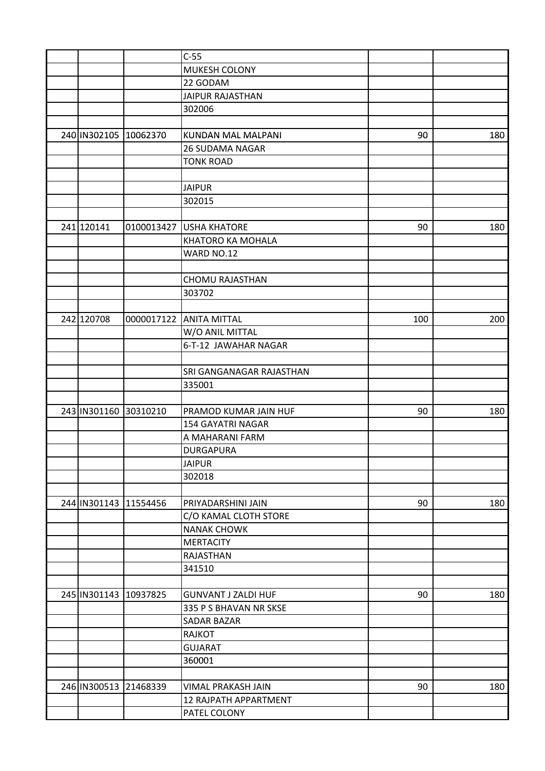| | | | | | |
|---|---|---|---|---|---|
| | | | C-55 | | |
| | | | MUKESH COLONY | | |
| | | | 22 GODAM | | |
| | | | JAIPUR RAJASTHAN | | |
| | | | 302006 | | |
| | | | | | |
| 240 | IN302105 | 10062370 | KUNDAN MAL MALPANI | 90 | 180 |
| | | | 26 SUDAMA NAGAR | | |
| | | | TONK ROAD | | |
| | | | | | |
| | | | JAIPUR | | |
| | | | 302015 | | |
| | | | | | |
| 241 | 120141 | 0100013427 | USHA KHATORE | 90 | 180 |
| | | | KHATORO KA MOHALA | | |
| | | | WARD NO.12 | | |
| | | | | | |
| | | | CHOMU RAJASTHAN | | |
| | | | 303702 | | |
| | | | | | |
| 242 | 120708 | 0000017122 | ANITA MITTAL | 100 | 200 |
| | | | W/O ANIL MITTAL | | |
| | | | 6-T-12 JAWAHAR NAGAR | | |
| | | | | | |
| | | | SRI GANGANAGAR RAJASTHAN | | |
| | | | 335001 | | |
| | | | | | |
| 243 | IN301160 | 30310210 | PRAMOD KUMAR JAIN HUF | 90 | 180 |
| | | | 154 GAYATRI NAGAR | | |
| | | | A MAHARANI FARM | | |
| | | | DURGAPURA | | |
| | | | JAIPUR | | |
| | | | 302018 | | |
| | | | | | |
| 244 | IN301143 | 11554456 | PRIYADARSHINI JAIN | 90 | 180 |
| | | | C/O KAMAL CLOTH STORE | | |
| | | | NANAK CHOWK | | |
| | | | MERTACITY | | |
| | | | RAJASTHAN | | |
| | | | 341510 | | |
| | | | | | |
| 245 | IN301143 | 10937825 | GUNVANT J ZALDI HUF | 90 | 180 |
| | | | 335 P S BHAVAN NR SKSE | | |
| | | | SADAR BAZAR | | |
| | | | RAJKOT | | |
| | | | GUJARAT | | |
| | | | 360001 | | |
| | | | | | |
| 246 | IN300513 | 21468339 | VIMAL PRAKASH JAIN | 90 | 180 |
| | | | 12 RAJPATH APPARTMENT | | |
| | | | PATEL COLONY | | |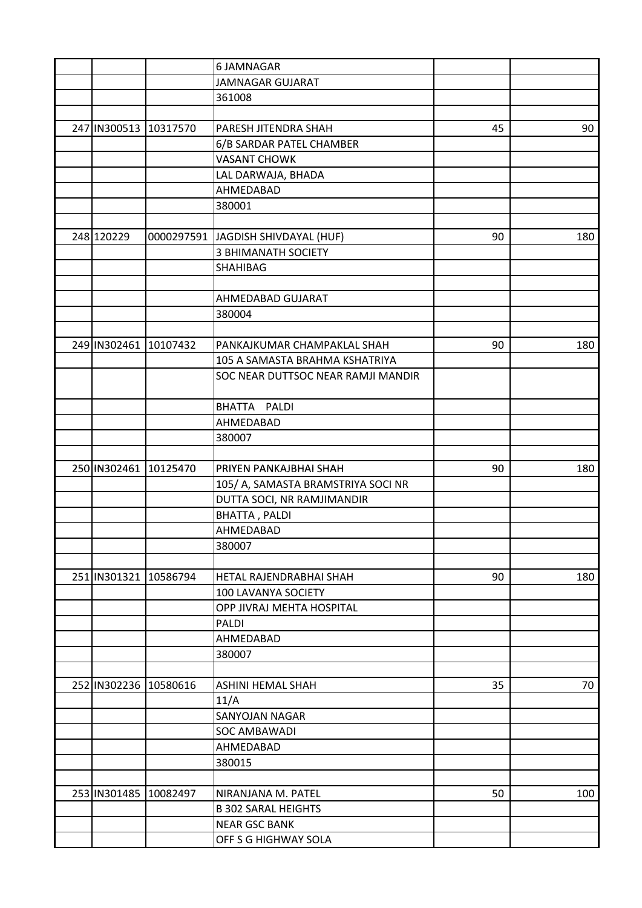| | | | | | |
|---|---|---|---|---|---|
| | | | 6 JAMNAGAR | | |
| | | | JAMNAGAR GUJARAT | | |
| | | | 361008 | | |
| | | | | | |
| 247 | IN300513 | 10317570 | PARESH JITENDRA SHAH | 45 | 90 |
| | | | 6/B SARDAR PATEL CHAMBER | | |
| | | | VASANT CHOWK | | |
| | | | LAL DARWAJA, BHADA | | |
| | | | AHMEDABAD | | |
| | | | 380001 | | |
| | | | | | |
| 248 | 120229 | 0000297591 | JAGDISH SHIVDAYAL (HUF) | 90 | 180 |
| | | | 3 BHIMANATH SOCIETY | | |
| | | | SHAHIBAG | | |
| | | | | | |
| | | | AHMEDABAD GUJARAT | | |
| | | | 380004 | | |
| | | | | | |
| 249 | IN302461 | 10107432 | PANKAJKUMAR CHAMPAKLAL SHAH | 90 | 180 |
| | | | 105 A SAMASTA BRAHMA KSHATRIYA | | |
| | | | SOC NEAR DUTTSOC NEAR RAMJI MANDIR | | |
| | | | BHATTA PALDI | | |
| | | | AHMEDABAD | | |
| | | | 380007 | | |
| | | | | | |
| 250 | IN302461 | 10125470 | PRIYEN PANKAJBHAI SHAH | 90 | 180 |
| | | | 105/ A, SAMASTA BRAMSTRIYA SOCI NR | | |
| | | | DUTTA SOCI, NR RAMJIMANDIR | | |
| | | | BHATTA , PALDI | | |
| | | | AHMEDABAD | | |
| | | | 380007 | | |
| | | | | | |
| 251 | IN301321 | 10586794 | HETAL RAJENDRABHAI SHAH | 90 | 180 |
| | | | 100 LAVANYA SOCIETY | | |
| | | | OPP JIVRAJ MEHTA HOSPITAL | | |
| | | | PALDI | | |
| | | | AHMEDABAD | | |
| | | | 380007 | | |
| | | | | | |
| 252 | IN302236 | 10580616 | ASHINI HEMAL SHAH | 35 | 70 |
| | | | 11/A | | |
| | | | SANYOJAN NAGAR | | |
| | | | SOC AMBAWADI | | |
| | | | AHMEDABAD | | |
| | | | 380015 | | |
| | | | | | |
| 253 | IN301485 | 10082497 | NIRANJANA M. PATEL | 50 | 100 |
| | | | B 302 SARAL HEIGHTS | | |
| | | | NEAR GSC BANK | | |
| | | | OFF S G HIGHWAY SOLA | | |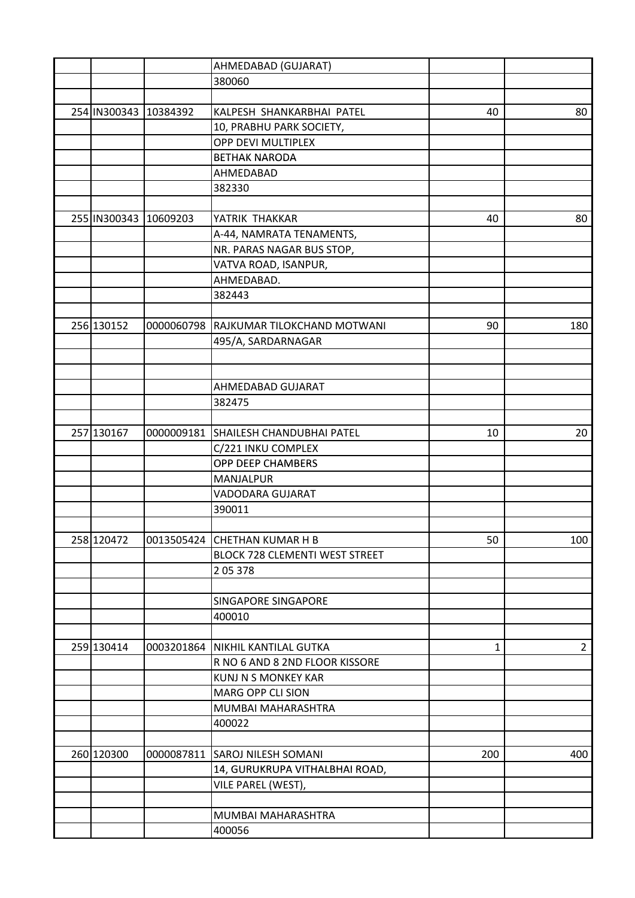| | | | | | |
|---|---|---|---|---|---|
| | | | AHMEDABAD (GUJARAT) | | |
| | | | 380060 | | |
| | | | | | |
| 254 | IN300343 | 10384392 | KALPESH SHANKARBHAI PATEL | 40 | 80 |
| | | | 10, PRABHU PARK SOCIETY, | | |
| | | | OPP DEVI MULTIPLEX | | |
| | | | BETHAK NARODA | | |
| | | | AHMEDABAD | | |
| | | | 382330 | | |
| | | | | | |
| 255 | IN300343 | 10609203 | YATRIK THAKKAR | 40 | 80 |
| | | | A-44, NAMRATA TENAMENTS, | | |
| | | | NR. PARAS NAGAR BUS STOP, | | |
| | | | VATVA ROAD, ISANPUR, | | |
| | | | AHMEDABAD. | | |
| | | | 382443 | | |
| | | | | | |
| 256 | 130152 | 0000060798 | RAJKUMAR TILOKCHAND MOTWANI | 90 | 180 |
| | | | 495/A, SARDARNAGAR | | |
| | | | | | |
| | | | | | |
| | | | AHMEDABAD GUJARAT | | |
| | | | 382475 | | |
| | | | | | |
| 257 | 130167 | 0000009181 | SHAILESH CHANDUBHAI PATEL | 10 | 20 |
| | | | C/221 INKU COMPLEX | | |
| | | | OPP DEEP CHAMBERS | | |
| | | | MANJALPUR | | |
| | | | VADODARA GUJARAT | | |
| | | | 390011 | | |
| | | | | | |
| 258 | 120472 | 0013505424 | CHETHAN KUMAR H B | 50 | 100 |
| | | | BLOCK 728 CLEMENTI WEST STREET | | |
| | | | 2 05 378 | | |
| | | | | | |
| | | | SINGAPORE SINGAPORE | | |
| | | | 400010 | | |
| | | | | | |
| 259 | 130414 | 0003201864 | NIKHIL KANTILAL GUTKA | 1 | 2 |
| | | | R NO 6 AND 8 2ND FLOOR KISSORE | | |
| | | | KUNJ N S MONKEY KAR | | |
| | | | MARG OPP CLI SION | | |
| | | | MUMBAI MAHARASHTRA | | |
| | | | 400022 | | |
| | | | | | |
| 260 | 120300 | 0000087811 | SAROJ NILESH SOMANI | 200 | 400 |
| | | | 14, GURUKRUPA VITHALBHAI ROAD, | | |
| | | | VILE PAREL (WEST), | | |
| | | | | | |
| | | | MUMBAI MAHARASHTRA | | |
| | | | 400056 | | |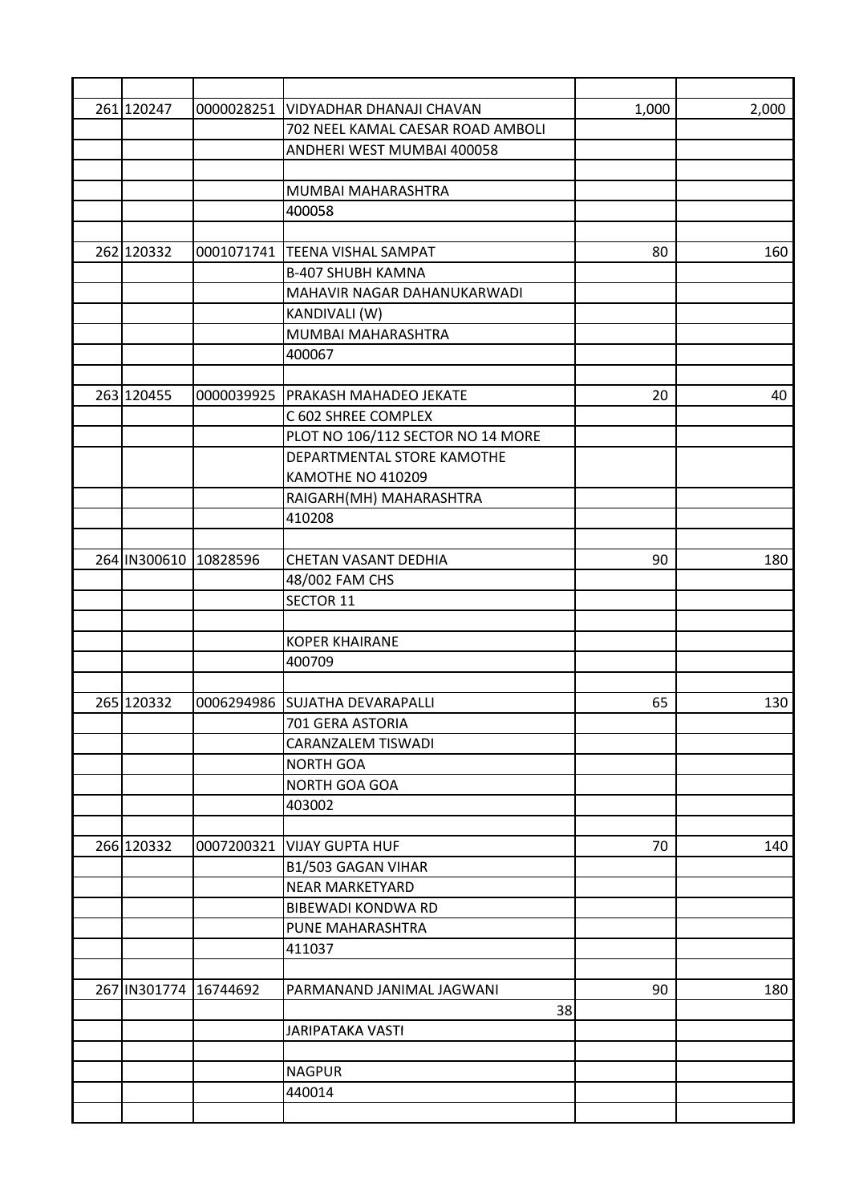| | | | | | |
|---|---|---|---|---|---|
| 261 | 120247 | 0000028251 | VIDYADHAR DHANAJI CHAVAN | 1,000 | 2,000 |
| | | | 702 NEEL KAMAL CAESAR ROAD AMBOLI | | |
| | | | ANDHERI WEST MUMBAI 400058 | | |
| | | | | | |
| | | | MUMBAI MAHARASHTRA | | |
| | | | 400058 | | |
| | | | | | |
| 262 | 120332 | 0001071741 | TEENA VISHAL SAMPAT | 80 | 160 |
| | | | B-407 SHUBH KAMNA | | |
| | | | MAHAVIR NAGAR DAHANUKARWADI | | |
| | | | KANDIVALI (W) | | |
| | | | MUMBAI MAHARASHTRA | | |
| | | | 400067 | | |
| | | | | | |
| 263 | 120455 | 0000039925 | PRAKASH MAHADEO JEKATE | 20 | 40 |
| | | | C 602 SHREE COMPLEX | | |
| | | | PLOT NO 106/112 SECTOR NO 14 MORE | | |
| | | | DEPARTMENTAL STORE KAMOTHE | | |
| | | | KAMOTHE NO 410209 | | |
| | | | RAIGARH(MH) MAHARASHTRA | | |
| | | | 410208 | | |
| | | | | | |
| 264 | IN300610 | 10828596 | CHETAN VASANT DEDHIA | 90 | 180 |
| | | | 48/002 FAM CHS | | |
| | | | SECTOR 11 | | |
| | | | | | |
| | | | KOPER KHAIRANE | | |
| | | | 400709 | | |
| | | | | | |
| 265 | 120332 | 0006294986 | SUJATHA DEVARAPALLI | 65 | 130 |
| | | | 701 GERA ASTORIA | | |
| | | | CARANZALEM TISWADI | | |
| | | | NORTH GOA | | |
| | | | NORTH GOA GOA | | |
| | | | 403002 | | |
| | | | | | |
| 266 | 120332 | 0007200321 | VIJAY GUPTA HUF | 70 | 140 |
| | | | B1/503 GAGAN VIHAR | | |
| | | | NEAR MARKETYARD | | |
| | | | BIBEWADI KONDWA RD | | |
| | | | PUNE MAHARASHTRA | | |
| | | | 411037 | | |
| | | | | | |
| 267 | IN301774 | 16744692 | PARMANAND JANIMAL JAGWANI | 90 | 180 |
| | | | 38 | | |
| | | | JARIPATAKA VASTI | | |
| | | | | | |
| | | | NAGPUR | | |
| | | | 440014 | | |
| | | | | | |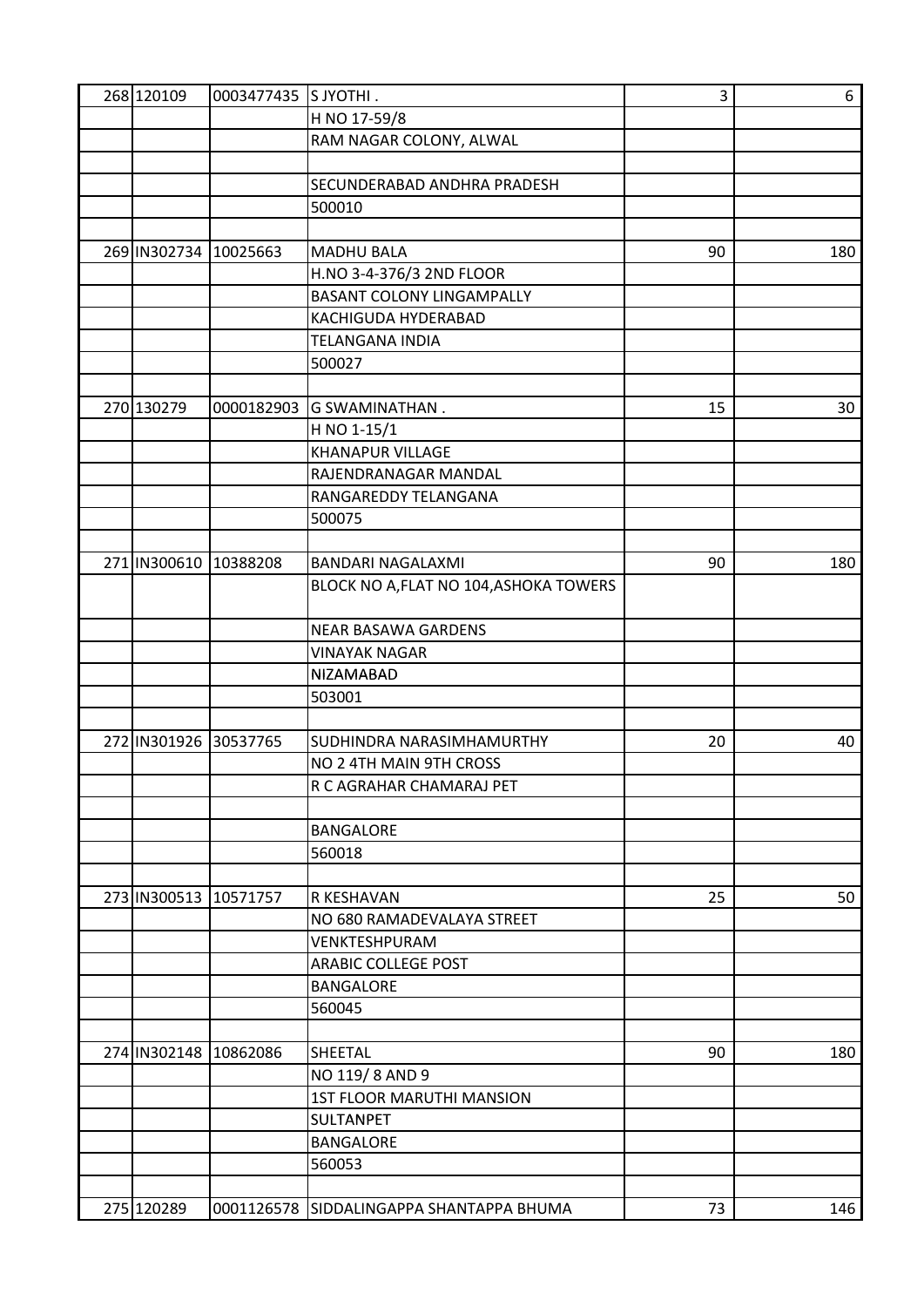| | | | | | |
|---|---|---|---|---|---|
| 268 | 120109 | 0003477435 | S JYOTHI . | 3 | 6 |
| | | | H NO 17-59/8 | | |
| | | | RAM NAGAR COLONY, ALWAL | | |
| | | | | | |
| | | | SECUNDERABAD ANDHRA PRADESH | | |
| | | | 500010 | | |
| | | | | | |
| 269 | IN302734 | 10025663 | MADHU BALA | 90 | 180 |
| | | | H.NO 3-4-376/3 2ND FLOOR | | |
| | | | BASANT COLONY LINGAMPALLY | | |
| | | | KACHIGUDA HYDERABAD | | |
| | | | TELANGANA INDIA | | |
| | | | 500027 | | |
| | | | | | |
| 270 | 130279 | 0000182903 | G SWAMINATHAN . | 15 | 30 |
| | | | H NO 1-15/1 | | |
| | | | KHANAPUR VILLAGE | | |
| | | | RAJENDRANAGAR MANDAL | | |
| | | | RANGAREDDY TELANGANA | | |
| | | | 500075 | | |
| | | | | | |
| 271 | IN300610 | 10388208 | BANDARI NAGALAXMI | 90 | 180 |
| | | | BLOCK NO A,FLAT NO 104,ASHOKA TOWERS | | |
| | | | NEAR BASAWA GARDENS | | |
| | | | VINAYAK NAGAR | | |
| | | | NIZAMABAD | | |
| | | | 503001 | | |
| | | | | | |
| 272 | IN301926 | 30537765 | SUDHINDRA NARASIMHAMURTHY | 20 | 40 |
| | | | NO 2 4TH MAIN 9TH CROSS | | |
| | | | R C AGRAHAR CHAMARAJ PET | | |
| | | | | | |
| | | | BANGALORE | | |
| | | | 560018 | | |
| | | | | | |
| 273 | IN300513 | 10571757 | R KESHAVAN | 25 | 50 |
| | | | NO 680 RAMADEVALAYA STREET | | |
| | | | VENKTESHPURAM | | |
| | | | ARABIC COLLEGE POST | | |
| | | | BANGALORE | | |
| | | | 560045 | | |
| | | | | | |
| 274 | IN302148 | 10862086 | SHEETAL | 90 | 180 |
| | | | NO 119/ 8 AND 9 | | |
| | | | 1ST FLOOR MARUTHI MANSION | | |
| | | | SULTANPET | | |
| | | | BANGALORE | | |
| | | | 560053 | | |
| | | | | | |
| 275 | 120289 | 0001126578 | SIDDALINGAPPA SHANTAPPA BHUMA | 73 | 146 |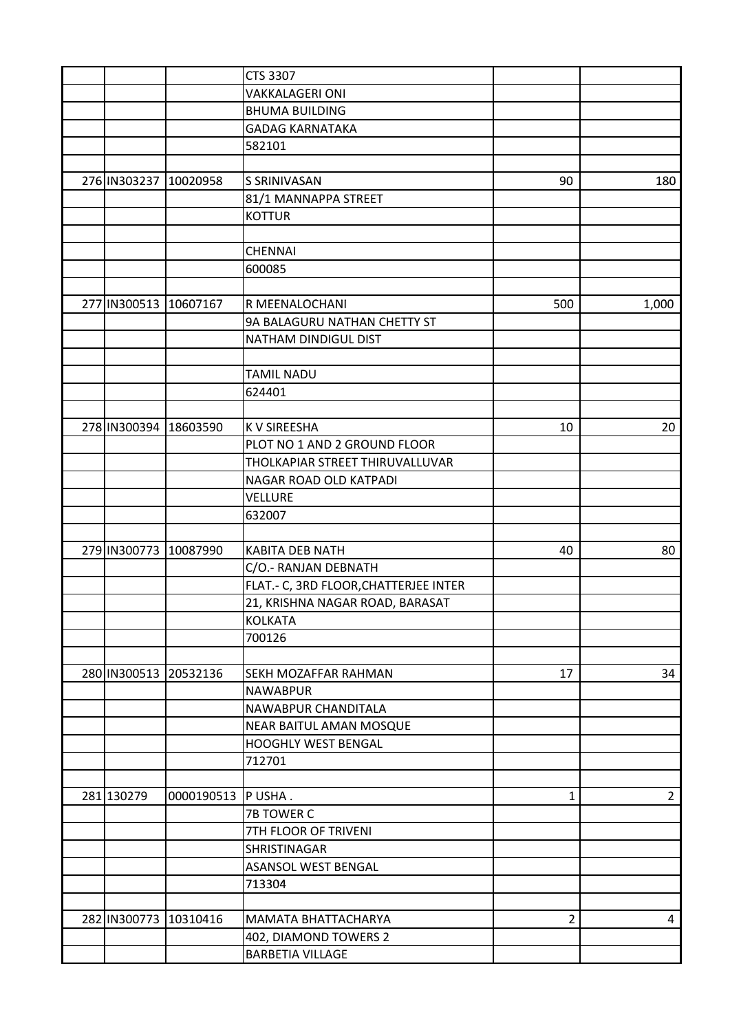| | | | | | |
|---|---|---|---|---|---|
| | | | CTS 3307 | | |
| | | | VAKKALAGERI ONI | | |
| | | | BHUMA BUILDING | | |
| | | | GADAG KARNATAKA | | |
| | | | 582101 | | |
| | | | | | |
| 276 | IN303237 | 10020958 | S SRINIVASAN | 90 | 180 |
| | | | 81/1 MANNAPPA STREET | | |
| | | | KOTTUR | | |
| | | | | | |
| | | | CHENNAI | | |
| | | | 600085 | | |
| | | | | | |
| 277 | IN300513 | 10607167 | R MEENALOCHANI | 500 | 1,000 |
| | | | 9A BALAGURU NATHAN CHETTY ST | | |
| | | | NATHAM DINDIGUL DIST | | |
| | | | | | |
| | | | TAMIL NADU | | |
| | | | 624401 | | |
| | | | | | |
| 278 | IN300394 | 18603590 | K V SIREESHA | 10 | 20 |
| | | | PLOT NO 1 AND 2 GROUND FLOOR | | |
| | | | THOLKAPIAR STREET THIRUVALLUVAR | | |
| | | | NAGAR ROAD OLD KATPADI | | |
| | | | VELLURE | | |
| | | | 632007 | | |
| | | | | | |
| 279 | IN300773 | 10087990 | KABITA DEB NATH | 40 | 80 |
| | | | C/O.- RANJAN DEBNATH | | |
| | | | FLAT.- C, 3RD FLOOR,CHATTERJEE INTER | | |
| | | | 21, KRISHNA NAGAR ROAD, BARASAT | | |
| | | | KOLKATA | | |
| | | | 700126 | | |
| | | | | | |
| 280 | IN300513 | 20532136 | SEKH MOZAFFAR RAHMAN | 17 | 34 |
| | | | NAWABPUR | | |
| | | | NAWABPUR CHANDITALA | | |
| | | | NEAR BAITUL AMAN MOSQUE | | |
| | | | HOOGHLY WEST BENGAL | | |
| | | | 712701 | | |
| | | | | | |
| 281 | 130279 | 0000190513 | P USHA . | 1 | 2 |
| | | | 7B TOWER C | | |
| | | | 7TH FLOOR OF TRIVENI | | |
| | | | SHRISTINAGAR | | |
| | | | ASANSOL WEST BENGAL | | |
| | | | 713304 | | |
| | | | | | |
| 282 | IN300773 | 10310416 | MAMATA BHATTACHARYA | 2 | 4 |
| | | | 402, DIAMOND TOWERS 2 | | |
| | | | BARBETIA VILLAGE | | |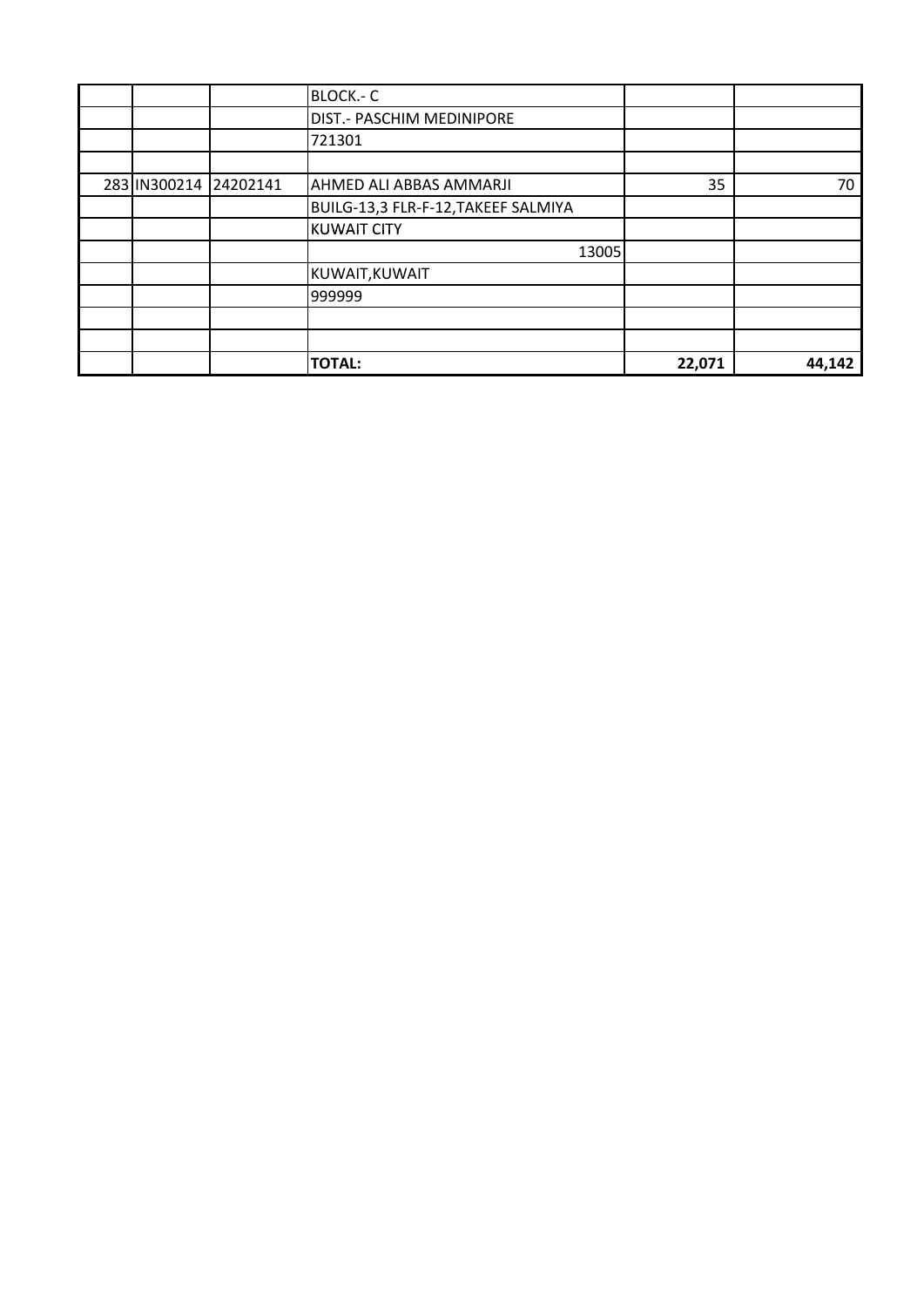| | | | | | |
|---|---|---|---|---|---|
| | | | BLOCK.- C | | |
| | | | DIST.- PASCHIM MEDINIPORE | | |
| | | | 721301 | | |
| | | | | | |
| 283 | IN300214 | 24202141 | AHMED ALI ABBAS AMMARJI | 35 | 70 |
| | | | BUILG-13,3 FLR-F-12,TAKEEF SALMIYA | | |
| | | | KUWAIT CITY | | |
| | | | 13005 | | |
| | | | KUWAIT,KUWAIT | | |
| | | | 999999 | | |
| | | | | | |
| | | | | | |
| | | | **TOTAL:** | **22,071** | **44,142** |